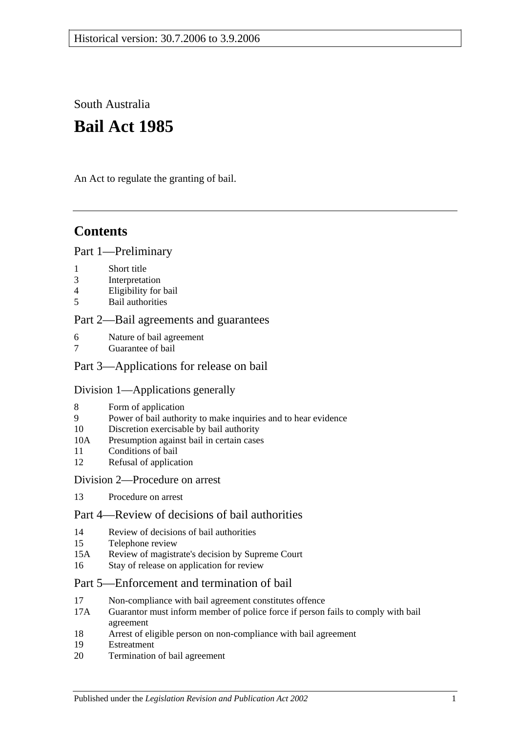Historical version: 30.7.2006 to 3.9.2006

South Australia

# Bail Act 1985

An Act to regulate the granting of bail.

## Contents

### Part 1—Preliminary

1 Short title
3 Interpretation
4 Eligibility for bail
5 Bail authorities

### Part 2—Bail agreements and guarantees

6 Nature of bail agreement
7 Guarantee of bail

### Part 3—Applications for release on bail

#### Division 1—Applications generally

8 Form of application
9 Power of bail authority to make inquiries and to hear evidence
10 Discretion exercisable by bail authority
10A Presumption against bail in certain cases
11 Conditions of bail
12 Refusal of application

#### Division 2—Procedure on arrest

13 Procedure on arrest

### Part 4—Review of decisions of bail authorities

14 Review of decisions of bail authorities
15 Telephone review
15A Review of magistrate's decision by Supreme Court
16 Stay of release on application for review

### Part 5—Enforcement and termination of bail

17 Non-compliance with bail agreement constitutes offence
17A Guarantor must inform member of police force if person fails to comply with bail agreement
18 Arrest of eligible person on non-compliance with bail agreement
19 Estreatment
20 Termination of bail agreement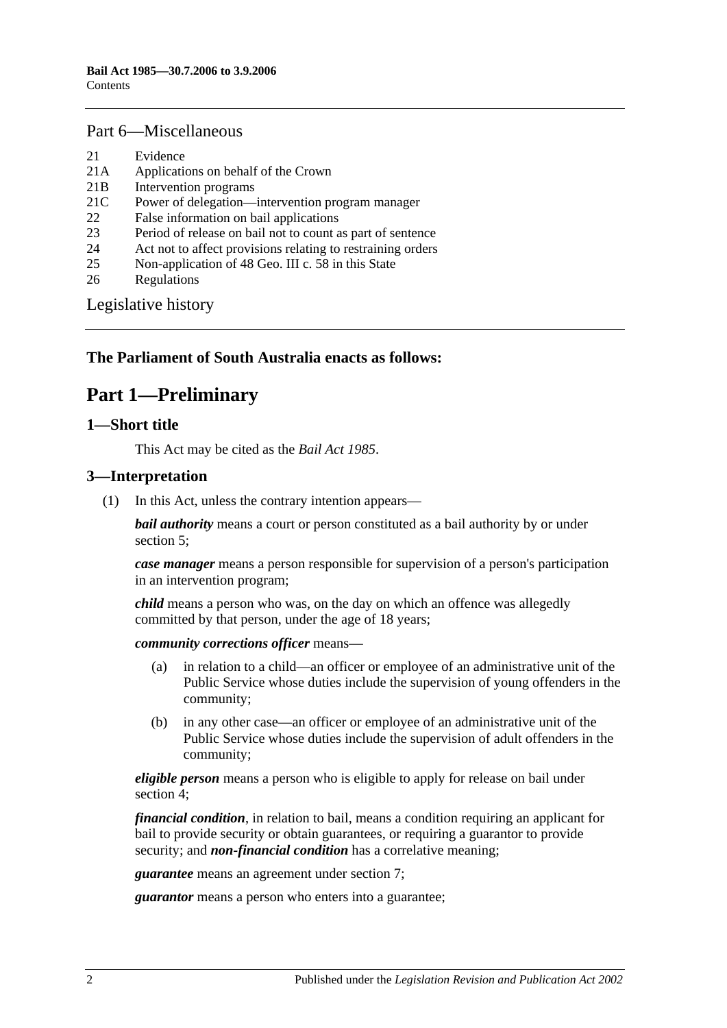## Part 6—Miscellaneous

21 Evidence
21A Applications on behalf of the Crown
21B Intervention programs
21C Power of delegation—intervention program manager
22 False information on bail applications
23 Period of release on bail not to count as part of sentence
24 Act not to affect provisions relating to restraining orders
25 Non-application of 48 Geo. III c. 58 in this State
26 Regulations

Legislative history

**The Parliament of South Australia enacts as follows:**

# Part 1—Preliminary

## 1—Short title

This Act may be cited as the *Bail Act 1985*.

## 3—Interpretation

(1) In this Act, unless the contrary intention appears—

***bail authority*** means a court or person constituted as a bail authority by or under section 5;

***case manager*** means a person responsible for supervision of a person's participation in an intervention program;

***child*** means a person who was, on the day on which an offence was allegedly committed by that person, under the age of 18 years;

***community corrections officer*** means—

(a) in relation to a child—an officer or employee of an administrative unit of the Public Service whose duties include the supervision of young offenders in the community;

(b) in any other case—an officer or employee of an administrative unit of the Public Service whose duties include the supervision of adult offenders in the community;

***eligible person*** means a person who is eligible to apply for release on bail under section 4;

***financial condition***, in relation to bail, means a condition requiring an applicant for bail to provide security or obtain guarantees, or requiring a guarantor to provide security; and ***non-financial condition*** has a correlative meaning;

***guarantee*** means an agreement under section 7;

***guarantor*** means a person who enters into a guarantee;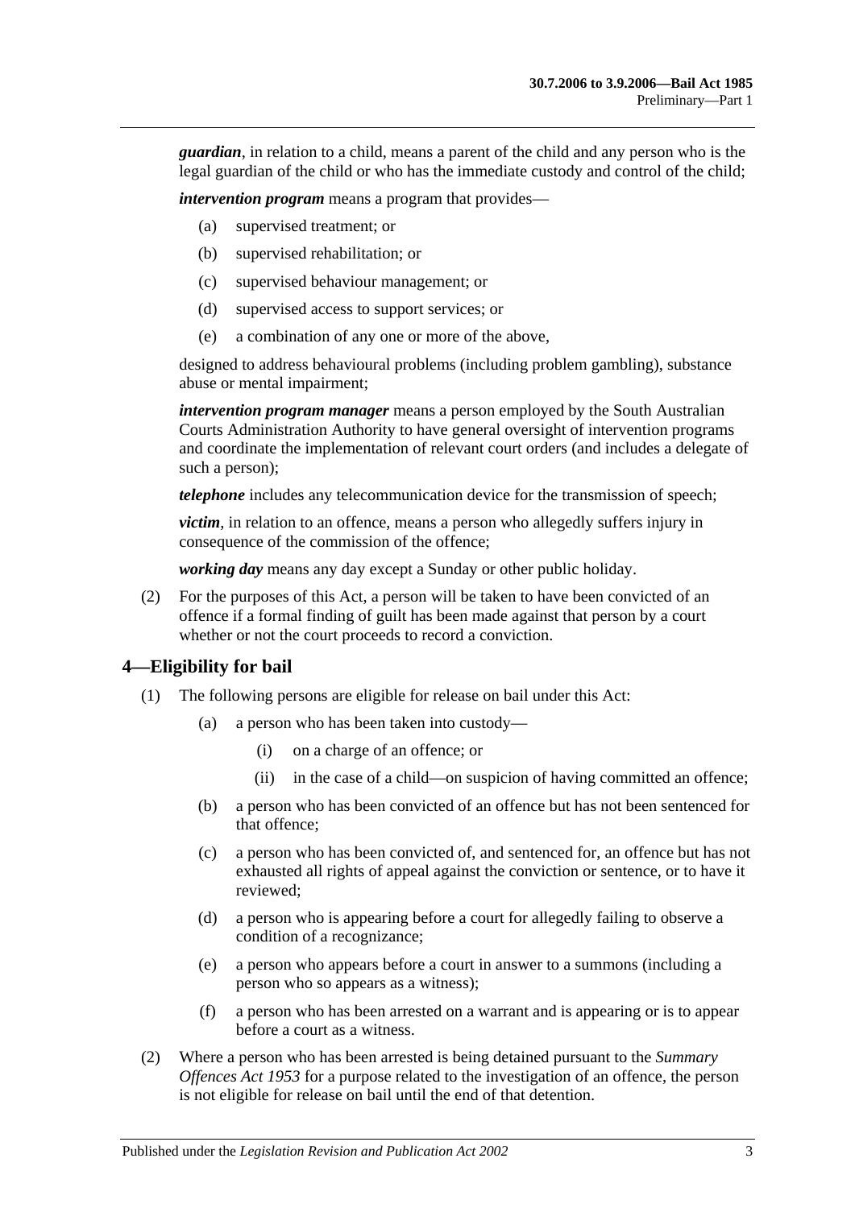***guardian***, in relation to a child, means a parent of the child and any person who is the legal guardian of the child or who has the immediate custody and control of the child;

***intervention program*** means a program that provides—

- (a) supervised treatment; or
- (b) supervised rehabilitation; or
- (c) supervised behaviour management; or
- (d) supervised access to support services; or
- (e) a combination of any one or more of the above,

designed to address behavioural problems (including problem gambling), substance abuse or mental impairment;

***intervention program manager*** means a person employed by the South Australian Courts Administration Authority to have general oversight of intervention programs and coordinate the implementation of relevant court orders (and includes a delegate of such a person);

***telephone*** includes any telecommunication device for the transmission of speech;

***victim***, in relation to an offence, means a person who allegedly suffers injury in consequence of the commission of the offence;

***working day*** means any day except a Sunday or other public holiday.

(2) For the purposes of this Act, a person will be taken to have been convicted of an offence if a formal finding of guilt has been made against that person by a court whether or not the court proceeds to record a conviction.

## 4—Eligibility for bail

(1) The following persons are eligible for release on bail under this Act:

- (a) a person who has been taken into custody—
  - (i) on a charge of an offence; or
  - (ii) in the case of a child—on suspicion of having committed an offence;
- (b) a person who has been convicted of an offence but has not been sentenced for that offence;
- (c) a person who has been convicted of, and sentenced for, an offence but has not exhausted all rights of appeal against the conviction or sentence, or to have it reviewed;
- (d) a person who is appearing before a court for allegedly failing to observe a condition of a recognizance;
- (e) a person who appears before a court in answer to a summons (including a person who so appears as a witness);
- (f) a person who has been arrested on a warrant and is appearing or is to appear before a court as a witness.

(2) Where a person who has been arrested is being detained pursuant to the *Summary Offences Act 1953* for a purpose related to the investigation of an offence, the person is not eligible for release on bail until the end of that detention.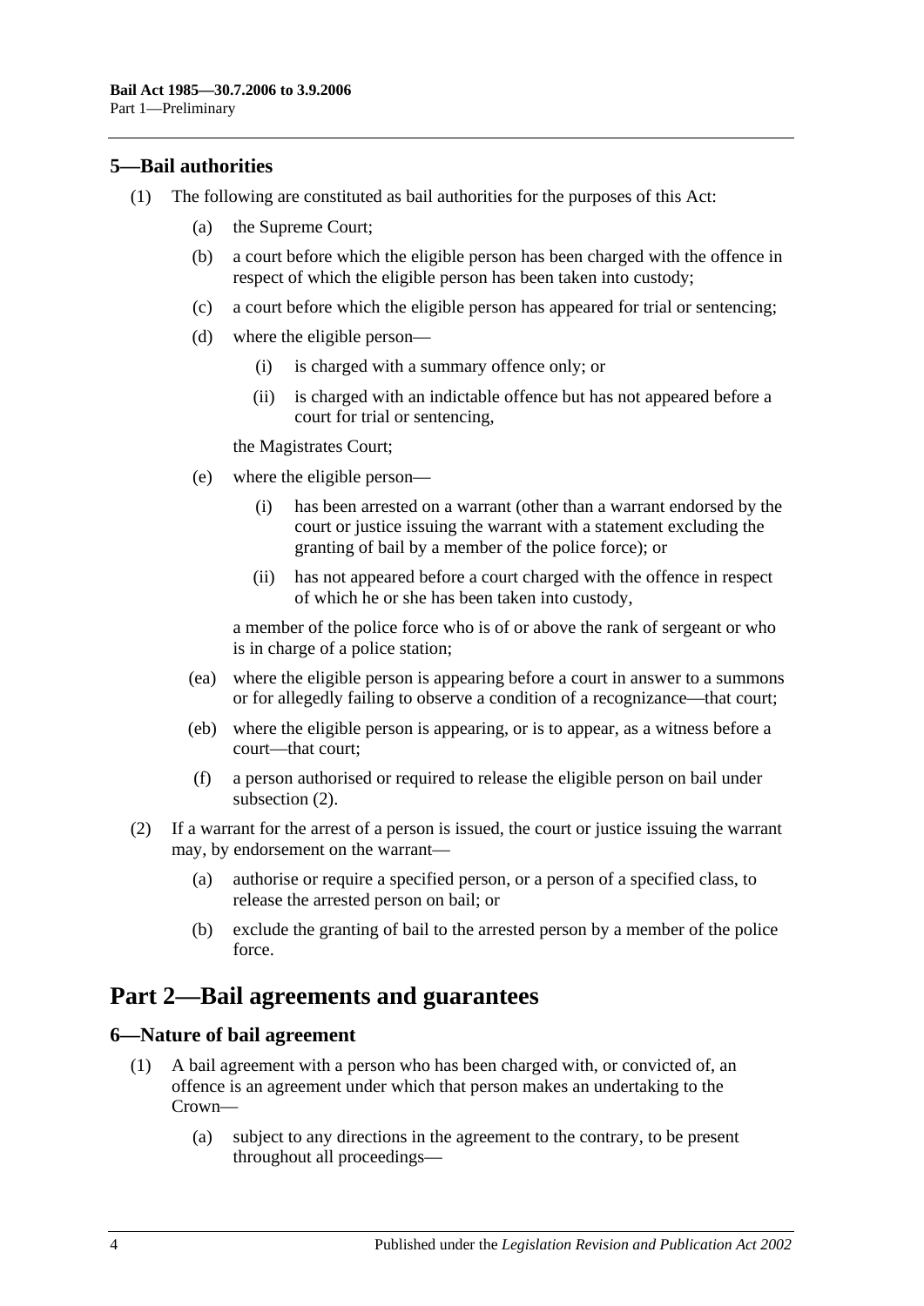## 5—Bail authorities

(1) The following are constituted as bail authorities for the purposes of this Act:

- (a) the Supreme Court;
- (b) a court before which the eligible person has been charged with the offence in respect of which the eligible person has been taken into custody;
- (c) a court before which the eligible person has appeared for trial or sentencing;
- (d) where the eligible person—
  - (i) is charged with a summary offence only; or
  - (ii) is charged with an indictable offence but has not appeared before a court for trial or sentencing,

  the Magistrates Court;
- (e) where the eligible person—
  - (i) has been arrested on a warrant (other than a warrant endorsed by the court or justice issuing the warrant with a statement excluding the granting of bail by a member of the police force); or
  - (ii) has not appeared before a court charged with the offence in respect of which he or she has been taken into custody,

  a member of the police force who is of or above the rank of sergeant or who is in charge of a police station;
- (ea) where the eligible person is appearing before a court in answer to a summons or for allegedly failing to observe a condition of a recognizance—that court;
- (eb) where the eligible person is appearing, or is to appear, as a witness before a court—that court;
- (f) a person authorised or required to release the eligible person on bail under subsection (2).

(2) If a warrant for the arrest of a person is issued, the court or justice issuing the warrant may, by endorsement on the warrant—

- (a) authorise or require a specified person, or a person of a specified class, to release the arrested person on bail; or
- (b) exclude the granting of bail to the arrested person by a member of the police force.

# Part 2—Bail agreements and guarantees

## 6—Nature of bail agreement

(1) A bail agreement with a person who has been charged with, or convicted of, an offence is an agreement under which that person makes an undertaking to the Crown—

- (a) subject to any directions in the agreement to the contrary, to be present throughout all proceedings—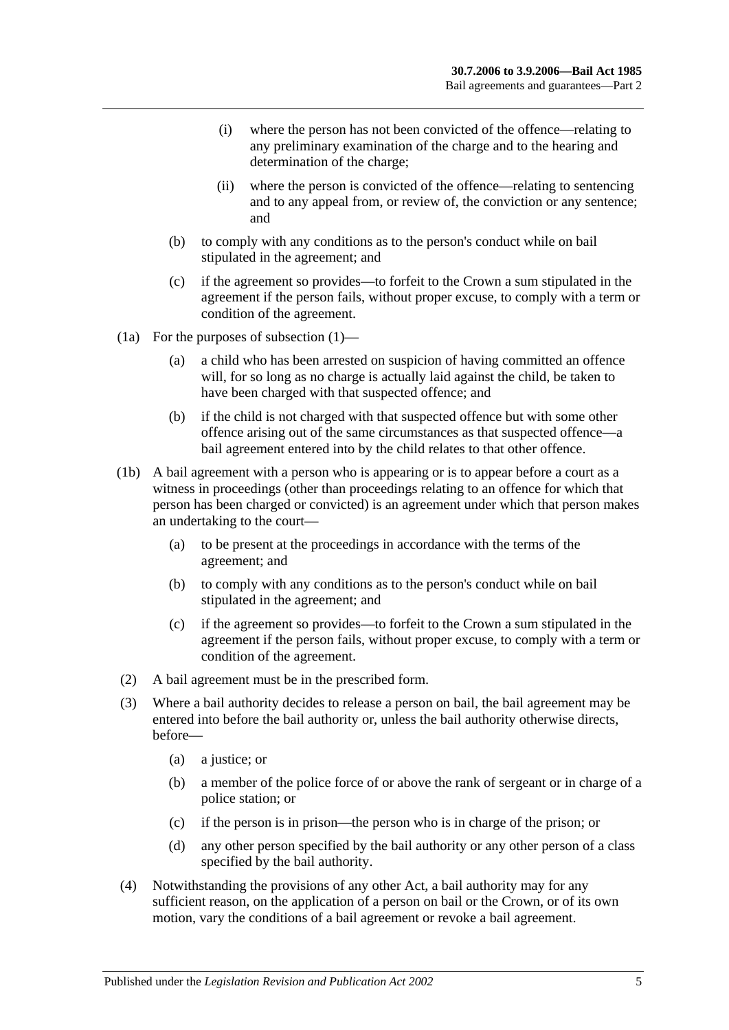(i) where the person has not been convicted of the offence—relating to any preliminary examination of the charge and to the hearing and determination of the charge;

(ii) where the person is convicted of the offence—relating to sentencing and to any appeal from, or review of, the conviction or any sentence; and

(b) to comply with any conditions as to the person's conduct while on bail stipulated in the agreement; and

(c) if the agreement so provides—to forfeit to the Crown a sum stipulated in the agreement if the person fails, without proper excuse, to comply with a term or condition of the agreement.

(1a) For the purposes of subsection (1)—

(a) a child who has been arrested on suspicion of having committed an offence will, for so long as no charge is actually laid against the child, be taken to have been charged with that suspected offence; and

(b) if the child is not charged with that suspected offence but with some other offence arising out of the same circumstances as that suspected offence—a bail agreement entered into by the child relates to that other offence.

(1b) A bail agreement with a person who is appearing or is to appear before a court as a witness in proceedings (other than proceedings relating to an offence for which that person has been charged or convicted) is an agreement under which that person makes an undertaking to the court—

(a) to be present at the proceedings in accordance with the terms of the agreement; and

(b) to comply with any conditions as to the person's conduct while on bail stipulated in the agreement; and

(c) if the agreement so provides—to forfeit to the Crown a sum stipulated in the agreement if the person fails, without proper excuse, to comply with a term or condition of the agreement.

(2) A bail agreement must be in the prescribed form.

(3) Where a bail authority decides to release a person on bail, the bail agreement may be entered into before the bail authority or, unless the bail authority otherwise directs, before—

(a) a justice; or

(b) a member of the police force of or above the rank of sergeant or in charge of a police station; or

(c) if the person is in prison—the person who is in charge of the prison; or

(d) any other person specified by the bail authority or any other person of a class specified by the bail authority.

(4) Notwithstanding the provisions of any other Act, a bail authority may for any sufficient reason, on the application of a person on bail or the Crown, or of its own motion, vary the conditions of a bail agreement or revoke a bail agreement.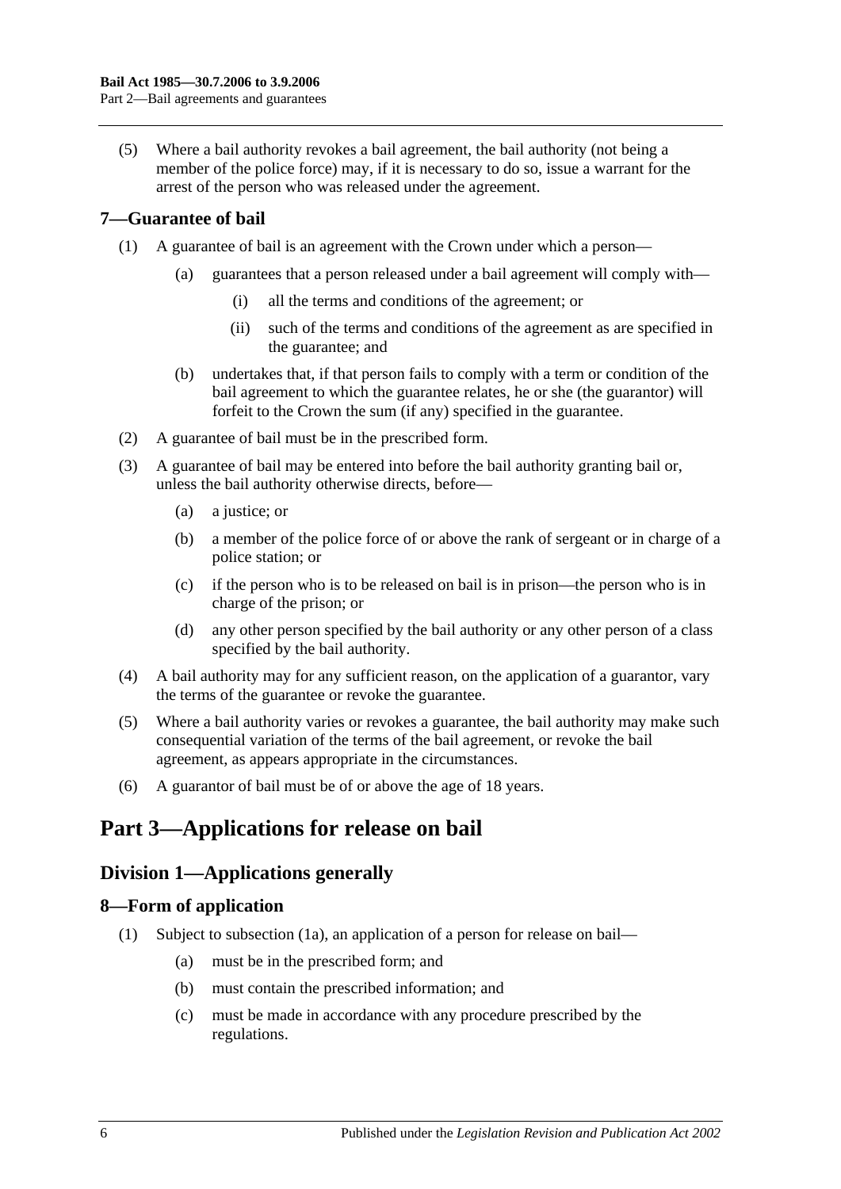(5) Where a bail authority revokes a bail agreement, the bail authority (not being a member of the police force) may, if it is necessary to do so, issue a warrant for the arrest of the person who was released under the agreement.

### 7—Guarantee of bail

(1) A guarantee of bail is an agreement with the Crown under which a person—

(a) guarantees that a person released under a bail agreement will comply with—

(i) all the terms and conditions of the agreement; or

(ii) such of the terms and conditions of the agreement as are specified in the guarantee; and

(b) undertakes that, if that person fails to comply with a term or condition of the bail agreement to which the guarantee relates, he or she (the guarantor) will forfeit to the Crown the sum (if any) specified in the guarantee.

(2) A guarantee of bail must be in the prescribed form.

(3) A guarantee of bail may be entered into before the bail authority granting bail or, unless the bail authority otherwise directs, before—

(a) a justice; or

(b) a member of the police force of or above the rank of sergeant or in charge of a police station; or

(c) if the person who is to be released on bail is in prison—the person who is in charge of the prison; or

(d) any other person specified by the bail authority or any other person of a class specified by the bail authority.

(4) A bail authority may for any sufficient reason, on the application of a guarantor, vary the terms of the guarantee or revoke the guarantee.

(5) Where a bail authority varies or revokes a guarantee, the bail authority may make such consequential variation of the terms of the bail agreement, or revoke the bail agreement, as appears appropriate in the circumstances.

(6) A guarantor of bail must be of or above the age of 18 years.

# Part 3—Applications for release on bail

## Division 1—Applications generally

### 8—Form of application

(1) Subject to subsection (1a), an application of a person for release on bail—

(a) must be in the prescribed form; and

(b) must contain the prescribed information; and

(c) must be made in accordance with any procedure prescribed by the regulations.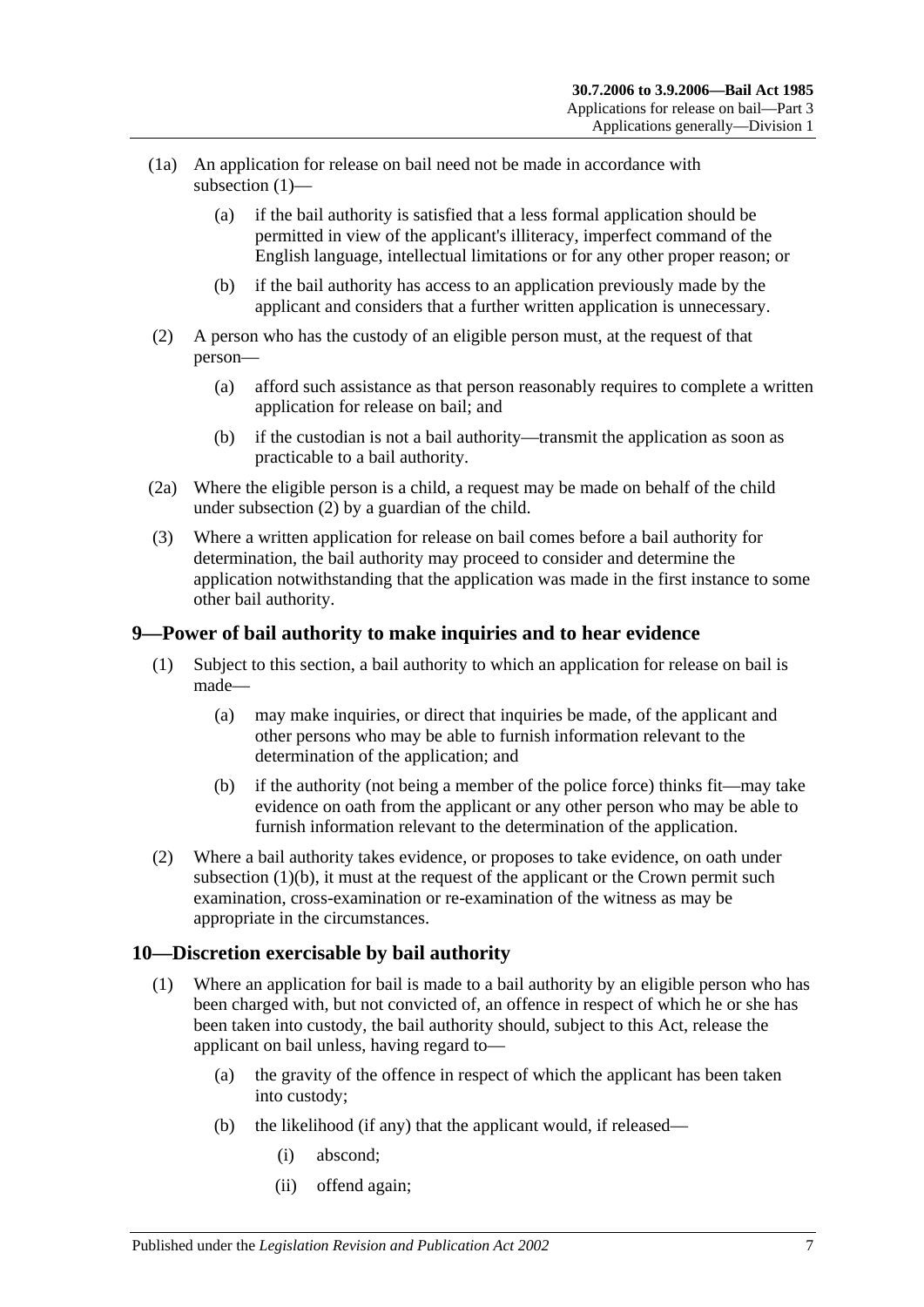(1a) An application for release on bail need not be made in accordance with subsection (1)—

(a) if the bail authority is satisfied that a less formal application should be permitted in view of the applicant's illiteracy, imperfect command of the English language, intellectual limitations or for any other proper reason; or

(b) if the bail authority has access to an application previously made by the applicant and considers that a further written application is unnecessary.

(2) A person who has the custody of an eligible person must, at the request of that person—

(a) afford such assistance as that person reasonably requires to complete a written application for release on bail; and

(b) if the custodian is not a bail authority—transmit the application as soon as practicable to a bail authority.

(2a) Where the eligible person is a child, a request may be made on behalf of the child under subsection (2) by a guardian of the child.

(3) Where a written application for release on bail comes before a bail authority for determination, the bail authority may proceed to consider and determine the application notwithstanding that the application was made in the first instance to some other bail authority.

## 9—Power of bail authority to make inquiries and to hear evidence

(1) Subject to this section, a bail authority to which an application for release on bail is made—

(a) may make inquiries, or direct that inquiries be made, of the applicant and other persons who may be able to furnish information relevant to the determination of the application; and

(b) if the authority (not being a member of the police force) thinks fit—may take evidence on oath from the applicant or any other person who may be able to furnish information relevant to the determination of the application.

(2) Where a bail authority takes evidence, or proposes to take evidence, on oath under subsection (1)(b), it must at the request of the applicant or the Crown permit such examination, cross-examination or re-examination of the witness as may be appropriate in the circumstances.

## 10—Discretion exercisable by bail authority

(1) Where an application for bail is made to a bail authority by an eligible person who has been charged with, but not convicted of, an offence in respect of which he or she has been taken into custody, the bail authority should, subject to this Act, release the applicant on bail unless, having regard to—

(a) the gravity of the offence in respect of which the applicant has been taken into custody;

(b) the likelihood (if any) that the applicant would, if released—

(i) abscond;

(ii) offend again;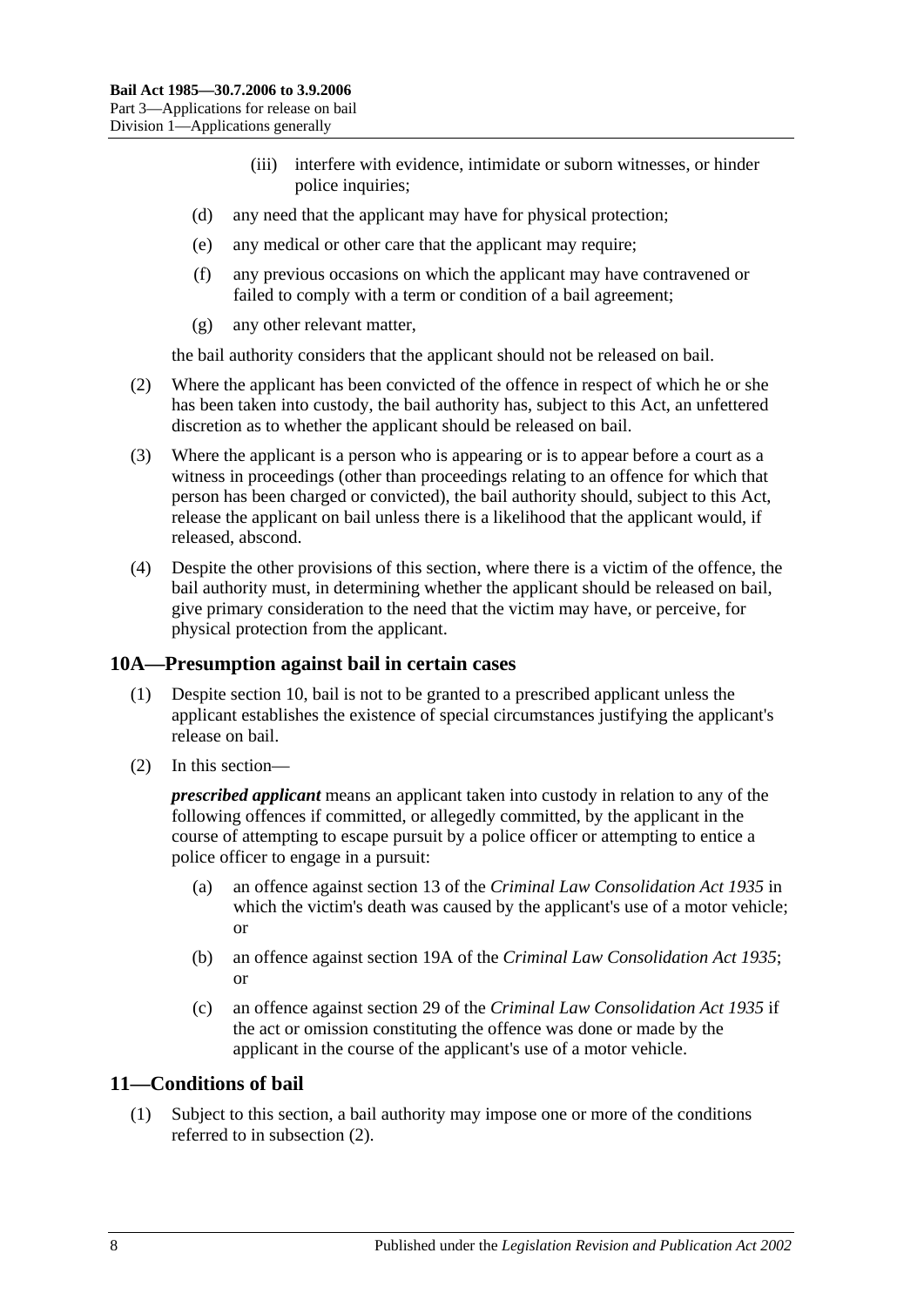(iii) interfere with evidence, intimidate or suborn witnesses, or hinder police inquiries;

(d) any need that the applicant may have for physical protection;

(e) any medical or other care that the applicant may require;

(f) any previous occasions on which the applicant may have contravened or failed to comply with a term or condition of a bail agreement;

(g) any other relevant matter,

the bail authority considers that the applicant should not be released on bail.

(2) Where the applicant has been convicted of the offence in respect of which he or she has been taken into custody, the bail authority has, subject to this Act, an unfettered discretion as to whether the applicant should be released on bail.

(3) Where the applicant is a person who is appearing or is to appear before a court as a witness in proceedings (other than proceedings relating to an offence for which that person has been charged or convicted), the bail authority should, subject to this Act, release the applicant on bail unless there is a likelihood that the applicant would, if released, abscond.

(4) Despite the other provisions of this section, where there is a victim of the offence, the bail authority must, in determining whether the applicant should be released on bail, give primary consideration to the need that the victim may have, or perceive, for physical protection from the applicant.

## 10A—Presumption against bail in certain cases

(1) Despite section 10, bail is not to be granted to a prescribed applicant unless the applicant establishes the existence of special circumstances justifying the applicant's release on bail.

(2) In this section—

***prescribed applicant*** means an applicant taken into custody in relation to any of the following offences if committed, or allegedly committed, by the applicant in the course of attempting to escape pursuit by a police officer or attempting to entice a police officer to engage in a pursuit:

(a) an offence against section 13 of the *Criminal Law Consolidation Act 1935* in which the victim's death was caused by the applicant's use of a motor vehicle; or

(b) an offence against section 19A of the *Criminal Law Consolidation Act 1935*; or

(c) an offence against section 29 of the *Criminal Law Consolidation Act 1935* if the act or omission constituting the offence was done or made by the applicant in the course of the applicant's use of a motor vehicle.

## 11—Conditions of bail

(1) Subject to this section, a bail authority may impose one or more of the conditions referred to in subsection (2).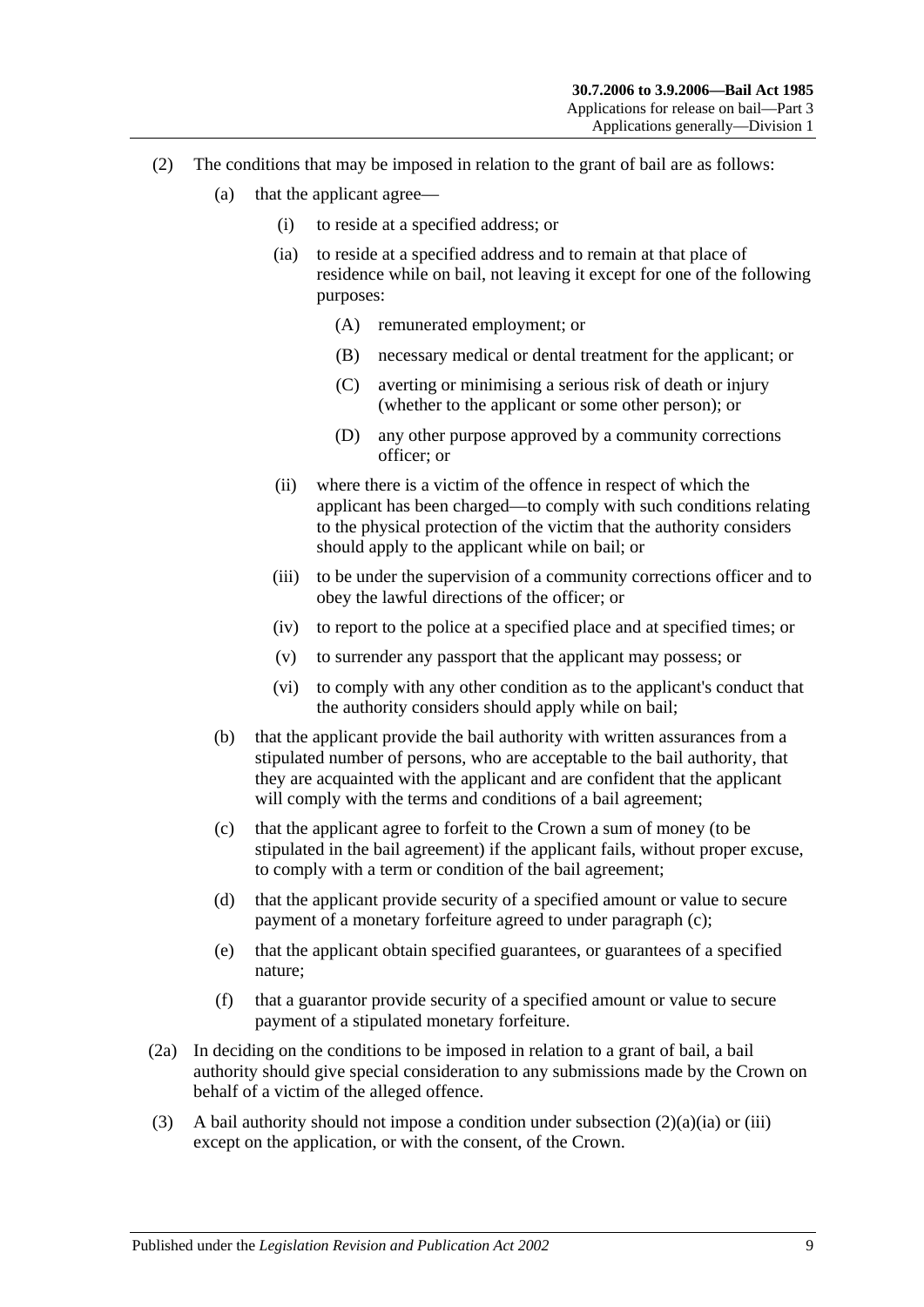(2) The conditions that may be imposed in relation to the grant of bail are as follows:

(a) that the applicant agree—

(i) to reside at a specified address; or

(ia) to reside at a specified address and to remain at that place of residence while on bail, not leaving it except for one of the following purposes:

(A) remunerated employment; or

(B) necessary medical or dental treatment for the applicant; or

(C) averting or minimising a serious risk of death or injury (whether to the applicant or some other person); or

(D) any other purpose approved by a community corrections officer; or

(ii) where there is a victim of the offence in respect of which the applicant has been charged—to comply with such conditions relating to the physical protection of the victim that the authority considers should apply to the applicant while on bail; or

(iii) to be under the supervision of a community corrections officer and to obey the lawful directions of the officer; or

(iv) to report to the police at a specified place and at specified times; or

(v) to surrender any passport that the applicant may possess; or

(vi) to comply with any other condition as to the applicant's conduct that the authority considers should apply while on bail;

(b) that the applicant provide the bail authority with written assurances from a stipulated number of persons, who are acceptable to the bail authority, that they are acquainted with the applicant and are confident that the applicant will comply with the terms and conditions of a bail agreement;

(c) that the applicant agree to forfeit to the Crown a sum of money (to be stipulated in the bail agreement) if the applicant fails, without proper excuse, to comply with a term or condition of the bail agreement;

(d) that the applicant provide security of a specified amount or value to secure payment of a monetary forfeiture agreed to under paragraph (c);

(e) that the applicant obtain specified guarantees, or guarantees of a specified nature;

(f) that a guarantor provide security of a specified amount or value to secure payment of a stipulated monetary forfeiture.

(2a) In deciding on the conditions to be imposed in relation to a grant of bail, a bail authority should give special consideration to any submissions made by the Crown on behalf of a victim of the alleged offence.

(3) A bail authority should not impose a condition under subsection (2)(a)(ia) or (iii) except on the application, or with the consent, of the Crown.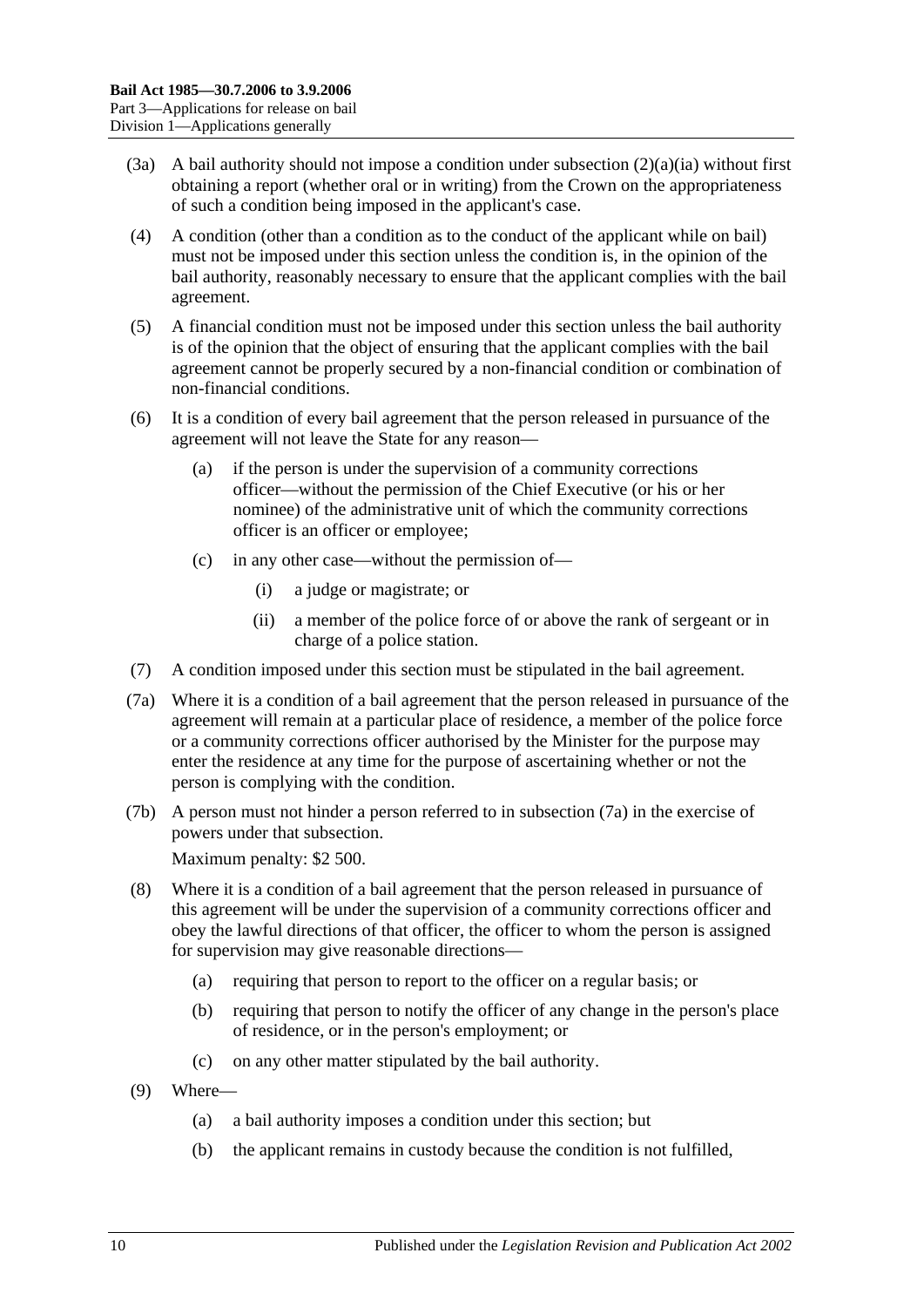(3a) A bail authority should not impose a condition under subsection (2)(a)(ia) without first obtaining a report (whether oral or in writing) from the Crown on the appropriateness of such a condition being imposed in the applicant's case.

(4) A condition (other than a condition as to the conduct of the applicant while on bail) must not be imposed under this section unless the condition is, in the opinion of the bail authority, reasonably necessary to ensure that the applicant complies with the bail agreement.

(5) A financial condition must not be imposed under this section unless the bail authority is of the opinion that the object of ensuring that the applicant complies with the bail agreement cannot be properly secured by a non-financial condition or combination of non-financial conditions.

(6) It is a condition of every bail agreement that the person released in pursuance of the agreement will not leave the State for any reason—

(a) if the person is under the supervision of a community corrections officer—without the permission of the Chief Executive (or his or her nominee) of the administrative unit of which the community corrections officer is an officer or employee;

(c) in any other case—without the permission of—

(i) a judge or magistrate; or

(ii) a member of the police force of or above the rank of sergeant or in charge of a police station.

(7) A condition imposed under this section must be stipulated in the bail agreement.

(7a) Where it is a condition of a bail agreement that the person released in pursuance of the agreement will remain at a particular place of residence, a member of the police force or a community corrections officer authorised by the Minister for the purpose may enter the residence at any time for the purpose of ascertaining whether or not the person is complying with the condition.

(7b) A person must not hinder a person referred to in subsection (7a) in the exercise of powers under that subsection.

Maximum penalty: $2 500.

(8) Where it is a condition of a bail agreement that the person released in pursuance of this agreement will be under the supervision of a community corrections officer and obey the lawful directions of that officer, the officer to whom the person is assigned for supervision may give reasonable directions—

(a) requiring that person to report to the officer on a regular basis; or

(b) requiring that person to notify the officer of any change in the person's place of residence, or in the person's employment; or

(c) on any other matter stipulated by the bail authority.

(9) Where—

(a) a bail authority imposes a condition under this section; but

(b) the applicant remains in custody because the condition is not fulfilled,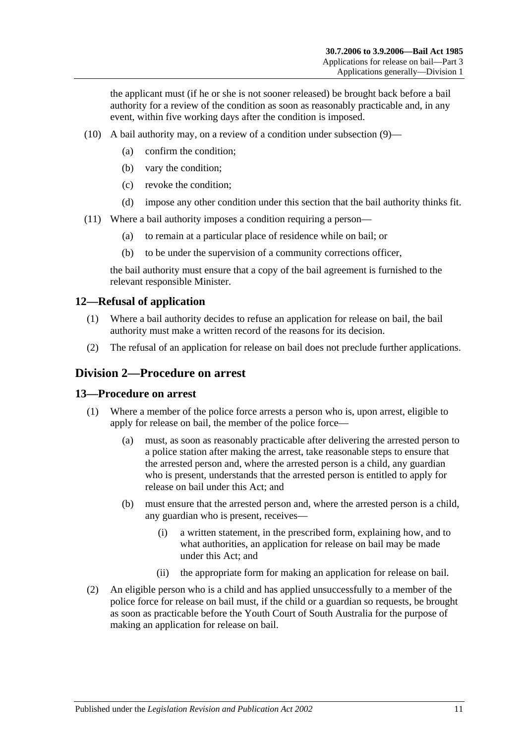the applicant must (if he or she is not sooner released) be brought back before a bail authority for a review of the condition as soon as reasonably practicable and, in any event, within five working days after the condition is imposed.

(10) A bail authority may, on a review of a condition under subsection (9)—

(a) confirm the condition;

(b) vary the condition;

(c) revoke the condition;

(d) impose any other condition under this section that the bail authority thinks fit.

(11) Where a bail authority imposes a condition requiring a person—

(a) to remain at a particular place of residence while on bail; or

(b) to be under the supervision of a community corrections officer,

the bail authority must ensure that a copy of the bail agreement is furnished to the relevant responsible Minister.

### 12—Refusal of application

(1) Where a bail authority decides to refuse an application for release on bail, the bail authority must make a written record of the reasons for its decision.

(2) The refusal of an application for release on bail does not preclude further applications.

## Division 2—Procedure on arrest

### 13—Procedure on arrest

(1) Where a member of the police force arrests a person who is, upon arrest, eligible to apply for release on bail, the member of the police force—

(a) must, as soon as reasonably practicable after delivering the arrested person to a police station after making the arrest, take reasonable steps to ensure that the arrested person and, where the arrested person is a child, any guardian who is present, understands that the arrested person is entitled to apply for release on bail under this Act; and

(b) must ensure that the arrested person and, where the arrested person is a child, any guardian who is present, receives—

(i) a written statement, in the prescribed form, explaining how, and to what authorities, an application for release on bail may be made under this Act; and

(ii) the appropriate form for making an application for release on bail.

(2) An eligible person who is a child and has applied unsuccessfully to a member of the police force for release on bail must, if the child or a guardian so requests, be brought as soon as practicable before the Youth Court of South Australia for the purpose of making an application for release on bail.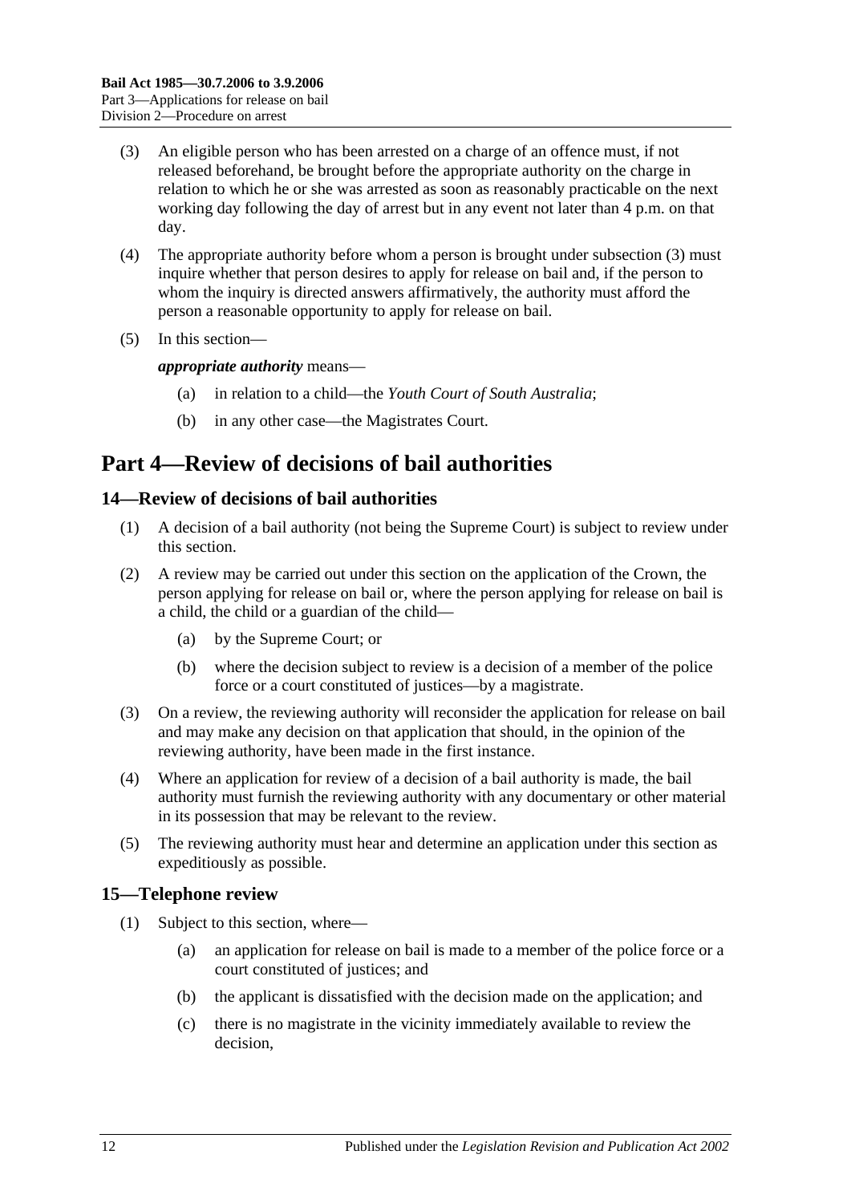(3) An eligible person who has been arrested on a charge of an offence must, if not released beforehand, be brought before the appropriate authority on the charge in relation to which he or she was arrested as soon as reasonably practicable on the next working day following the day of arrest but in any event not later than 4 p.m. on that day.

(4) The appropriate authority before whom a person is brought under subsection (3) must inquire whether that person desires to apply for release on bail and, if the person to whom the inquiry is directed answers affirmatively, the authority must afford the person a reasonable opportunity to apply for release on bail.

(5) In this section—

***appropriate authority*** means—

(a) in relation to a child—the *Youth Court of South Australia*;

(b) in any other case—the Magistrates Court.

# Part 4—Review of decisions of bail authorities

## 14—Review of decisions of bail authorities

(1) A decision of a bail authority (not being the Supreme Court) is subject to review under this section.

(2) A review may be carried out under this section on the application of the Crown, the person applying for release on bail or, where the person applying for release on bail is a child, the child or a guardian of the child—

(a) by the Supreme Court; or

(b) where the decision subject to review is a decision of a member of the police force or a court constituted of justices—by a magistrate.

(3) On a review, the reviewing authority will reconsider the application for release on bail and may make any decision on that application that should, in the opinion of the reviewing authority, have been made in the first instance.

(4) Where an application for review of a decision of a bail authority is made, the bail authority must furnish the reviewing authority with any documentary or other material in its possession that may be relevant to the review.

(5) The reviewing authority must hear and determine an application under this section as expeditiously as possible.

## 15—Telephone review

(1) Subject to this section, where—

(a) an application for release on bail is made to a member of the police force or a court constituted of justices; and

(b) the applicant is dissatisfied with the decision made on the application; and

(c) there is no magistrate in the vicinity immediately available to review the decision,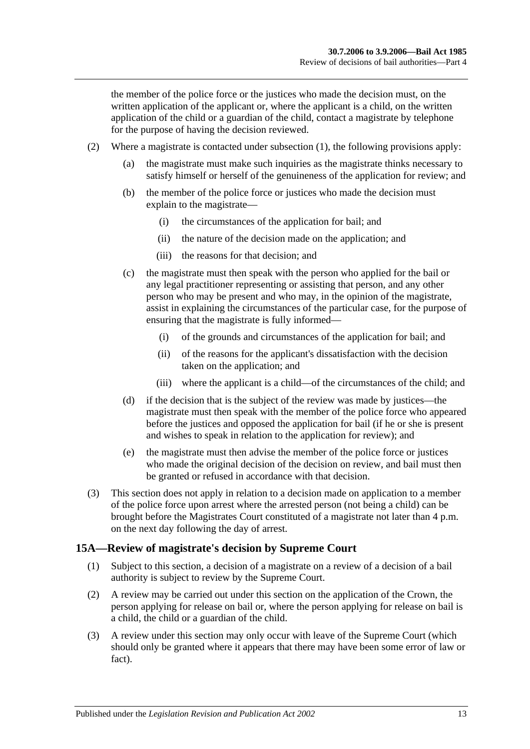the member of the police force or the justices who made the decision must, on the written application of the applicant or, where the applicant is a child, on the written application of the child or a guardian of the child, contact a magistrate by telephone for the purpose of having the decision reviewed.

(2) Where a magistrate is contacted under subsection (1), the following provisions apply:

(a) the magistrate must make such inquiries as the magistrate thinks necessary to satisfy himself or herself of the genuineness of the application for review; and

(b) the member of the police force or justices who made the decision must explain to the magistrate—

(i) the circumstances of the application for bail; and

(ii) the nature of the decision made on the application; and

(iii) the reasons for that decision; and

(c) the magistrate must then speak with the person who applied for the bail or any legal practitioner representing or assisting that person, and any other person who may be present and who may, in the opinion of the magistrate, assist in explaining the circumstances of the particular case, for the purpose of ensuring that the magistrate is fully informed—

(i) of the grounds and circumstances of the application for bail; and

(ii) of the reasons for the applicant's dissatisfaction with the decision taken on the application; and

(iii) where the applicant is a child—of the circumstances of the child; and

(d) if the decision that is the subject of the review was made by justices—the magistrate must then speak with the member of the police force who appeared before the justices and opposed the application for bail (if he or she is present and wishes to speak in relation to the application for review); and

(e) the magistrate must then advise the member of the police force or justices who made the original decision of the decision on review, and bail must then be granted or refused in accordance with that decision.

(3) This section does not apply in relation to a decision made on application to a member of the police force upon arrest where the arrested person (not being a child) can be brought before the Magistrates Court constituted of a magistrate not later than 4 p.m. on the next day following the day of arrest.

## 15A—Review of magistrate's decision by Supreme Court

(1) Subject to this section, a decision of a magistrate on a review of a decision of a bail authority is subject to review by the Supreme Court.

(2) A review may be carried out under this section on the application of the Crown, the person applying for release on bail or, where the person applying for release on bail is a child, the child or a guardian of the child.

(3) A review under this section may only occur with leave of the Supreme Court (which should only be granted where it appears that there may have been some error of law or fact).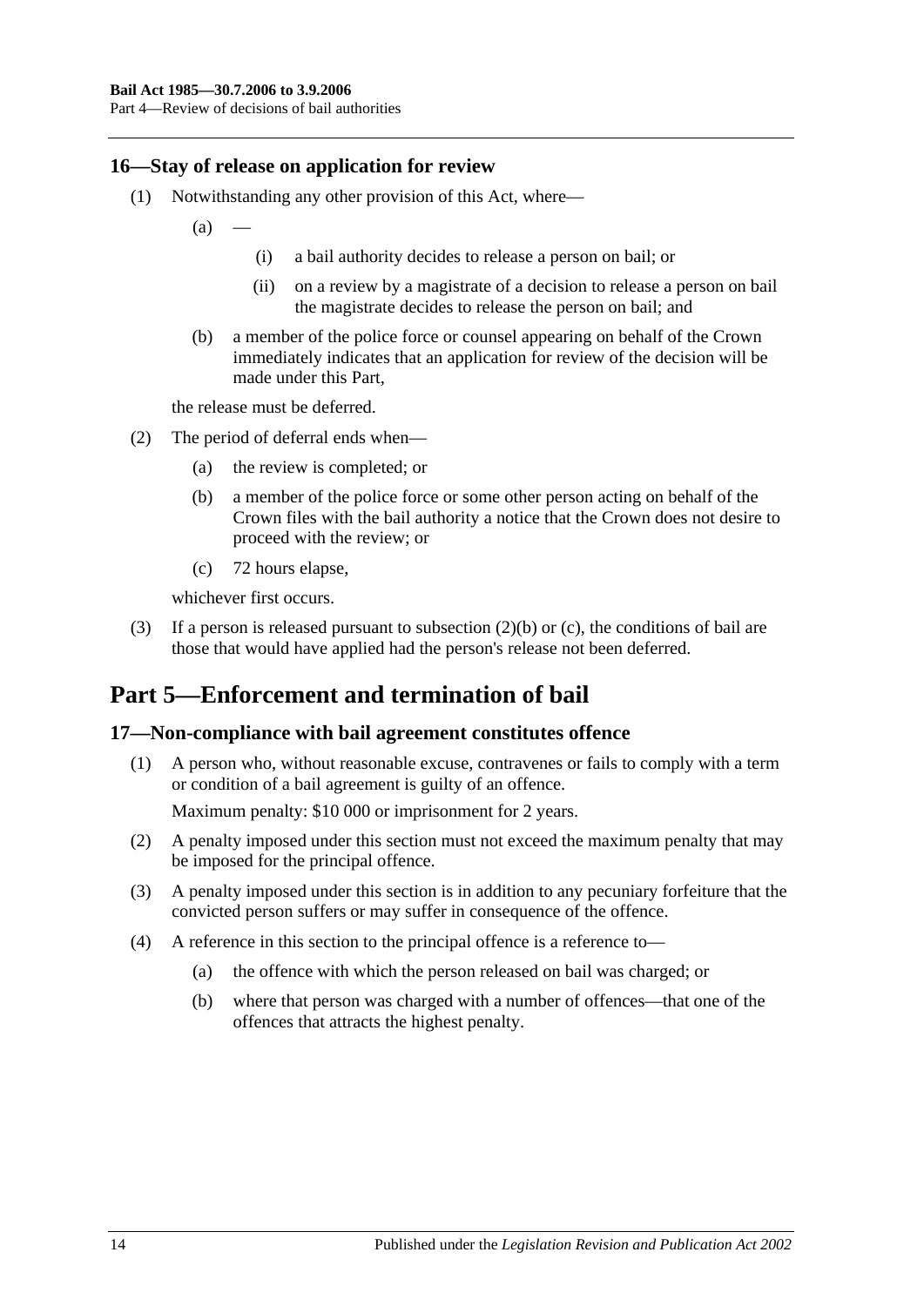### 16—Stay of release on application for review

(1) Notwithstanding any other provision of this Act, where—

(a) —

(i) a bail authority decides to release a person on bail; or

(ii) on a review by a magistrate of a decision to release a person on bail the magistrate decides to release the person on bail; and

(b) a member of the police force or counsel appearing on behalf of the Crown immediately indicates that an application for review of the decision will be made under this Part,

the release must be deferred.

(2) The period of deferral ends when—

(a) the review is completed; or

(b) a member of the police force or some other person acting on behalf of the Crown files with the bail authority a notice that the Crown does not desire to proceed with the review; or

(c) 72 hours elapse,

whichever first occurs.

(3) If a person is released pursuant to subsection (2)(b) or (c), the conditions of bail are those that would have applied had the person's release not been deferred.

## Part 5—Enforcement and termination of bail

### 17—Non-compliance with bail agreement constitutes offence

(1) A person who, without reasonable excuse, contravenes or fails to comply with a term or condition of a bail agreement is guilty of an offence.

Maximum penalty: $10 000 or imprisonment for 2 years.

(2) A penalty imposed under this section must not exceed the maximum penalty that may be imposed for the principal offence.

(3) A penalty imposed under this section is in addition to any pecuniary forfeiture that the convicted person suffers or may suffer in consequence of the offence.

(4) A reference in this section to the principal offence is a reference to—

(a) the offence with which the person released on bail was charged; or

(b) where that person was charged with a number of offences—that one of the offences that attracts the highest penalty.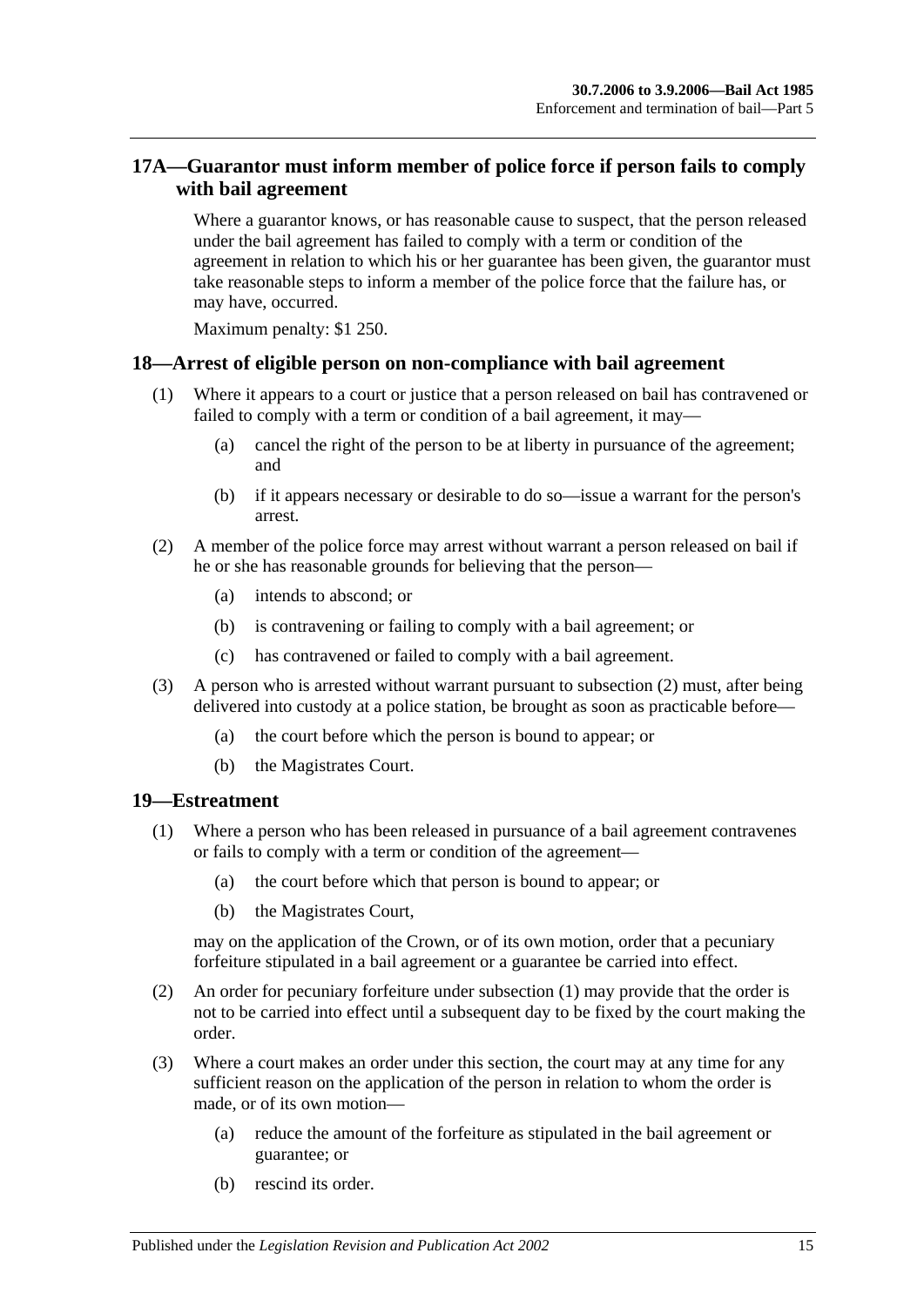## 17A—Guarantor must inform member of police force if person fails to comply with bail agreement

Where a guarantor knows, or has reasonable cause to suspect, that the person released under the bail agreement has failed to comply with a term or condition of the agreement in relation to which his or her guarantee has been given, the guarantor must take reasonable steps to inform a member of the police force that the failure has, or may have, occurred.

Maximum penalty: $1 250.

## 18—Arrest of eligible person on non-compliance with bail agreement

(1) Where it appears to a court or justice that a person released on bail has contravened or failed to comply with a term or condition of a bail agreement, it may—

(a) cancel the right of the person to be at liberty in pursuance of the agreement; and

(b) if it appears necessary or desirable to do so—issue a warrant for the person's arrest.

(2) A member of the police force may arrest without warrant a person released on bail if he or she has reasonable grounds for believing that the person—

(a) intends to abscond; or

(b) is contravening or failing to comply with a bail agreement; or

(c) has contravened or failed to comply with a bail agreement.

(3) A person who is arrested without warrant pursuant to subsection (2) must, after being delivered into custody at a police station, be brought as soon as practicable before—

(a) the court before which the person is bound to appear; or

(b) the Magistrates Court.

## 19—Estreatment

(1) Where a person who has been released in pursuance of a bail agreement contravenes or fails to comply with a term or condition of the agreement—

(a) the court before which that person is bound to appear; or

(b) the Magistrates Court,

may on the application of the Crown, or of its own motion, order that a pecuniary forfeiture stipulated in a bail agreement or a guarantee be carried into effect.

(2) An order for pecuniary forfeiture under subsection (1) may provide that the order is not to be carried into effect until a subsequent day to be fixed by the court making the order.

(3) Where a court makes an order under this section, the court may at any time for any sufficient reason on the application of the person in relation to whom the order is made, or of its own motion—

(a) reduce the amount of the forfeiture as stipulated in the bail agreement or guarantee; or

(b) rescind its order.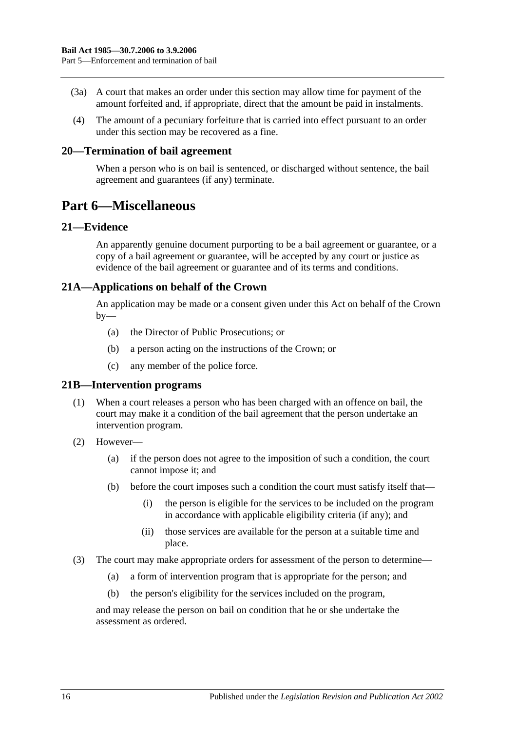(3a) A court that makes an order under this section may allow time for payment of the amount forfeited and, if appropriate, direct that the amount be paid in instalments.

(4) The amount of a pecuniary forfeiture that is carried into effect pursuant to an order under this section may be recovered as a fine.

## 20—Termination of bail agreement

When a person who is on bail is sentenced, or discharged without sentence, the bail agreement and guarantees (if any) terminate.

# Part 6—Miscellaneous

## 21—Evidence

An apparently genuine document purporting to be a bail agreement or guarantee, or a copy of a bail agreement or guarantee, will be accepted by any court or justice as evidence of the bail agreement or guarantee and of its terms and conditions.

## 21A—Applications on behalf of the Crown

An application may be made or a consent given under this Act on behalf of the Crown by—

(a) the Director of Public Prosecutions; or

(b) a person acting on the instructions of the Crown; or

(c) any member of the police force.

## 21B—Intervention programs

(1) When a court releases a person who has been charged with an offence on bail, the court may make it a condition of the bail agreement that the person undertake an intervention program.

(2) However—

(a) if the person does not agree to the imposition of such a condition, the court cannot impose it; and

(b) before the court imposes such a condition the court must satisfy itself that—

(i) the person is eligible for the services to be included on the program in accordance with applicable eligibility criteria (if any); and

(ii) those services are available for the person at a suitable time and place.

(3) The court may make appropriate orders for assessment of the person to determine—

(a) a form of intervention program that is appropriate for the person; and

(b) the person's eligibility for the services included on the program,

and may release the person on bail on condition that he or she undertake the assessment as ordered.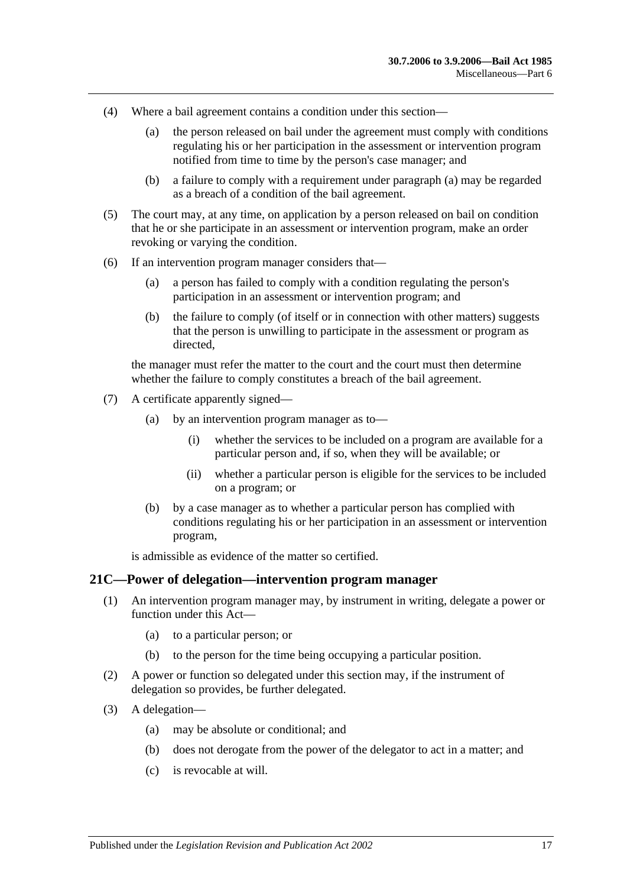(4) Where a bail agreement contains a condition under this section—

(a) the person released on bail under the agreement must comply with conditions regulating his or her participation in the assessment or intervention program notified from time to time by the person's case manager; and

(b) a failure to comply with a requirement under paragraph (a) may be regarded as a breach of a condition of the bail agreement.

(5) The court may, at any time, on application by a person released on bail on condition that he or she participate in an assessment or intervention program, make an order revoking or varying the condition.

(6) If an intervention program manager considers that—

(a) a person has failed to comply with a condition regulating the person's participation in an assessment or intervention program; and

(b) the failure to comply (of itself or in connection with other matters) suggests that the person is unwilling to participate in the assessment or program as directed,

the manager must refer the matter to the court and the court must then determine whether the failure to comply constitutes a breach of the bail agreement.

(7) A certificate apparently signed—

(a) by an intervention program manager as to—

(i) whether the services to be included on a program are available for a particular person and, if so, when they will be available; or

(ii) whether a particular person is eligible for the services to be included on a program; or

(b) by a case manager as to whether a particular person has complied with conditions regulating his or her participation in an assessment or intervention program,

is admissible as evidence of the matter so certified.

## 21C—Power of delegation—intervention program manager

(1) An intervention program manager may, by instrument in writing, delegate a power or function under this Act—

(a) to a particular person; or

(b) to the person for the time being occupying a particular position.

(2) A power or function so delegated under this section may, if the instrument of delegation so provides, be further delegated.

(3) A delegation—

(a) may be absolute or conditional; and

(b) does not derogate from the power of the delegator to act in a matter; and

(c) is revocable at will.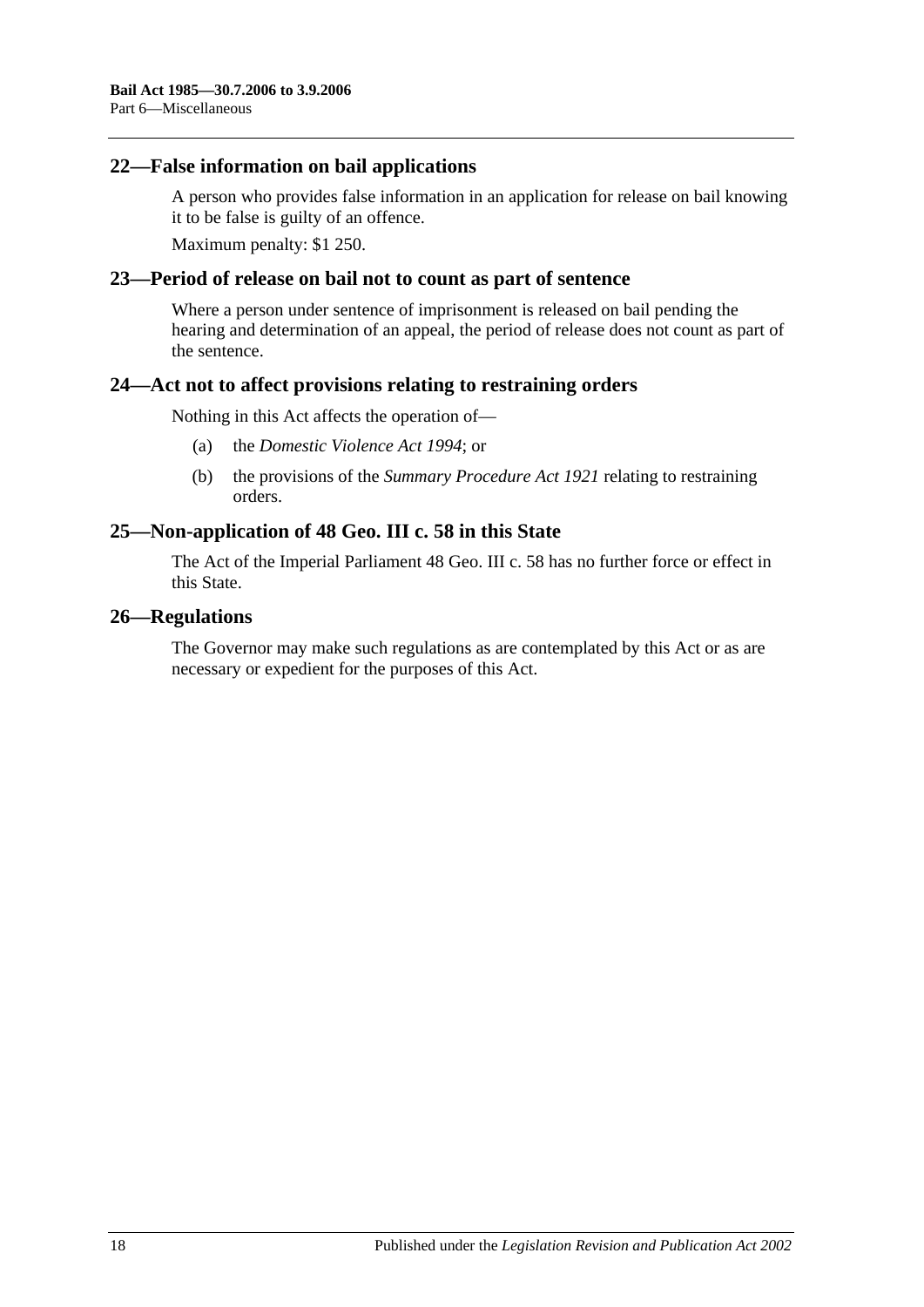## 22—False information on bail applications

A person who provides false information in an application for release on bail knowing it to be false is guilty of an offence.

Maximum penalty: $1 250.

## 23—Period of release on bail not to count as part of sentence

Where a person under sentence of imprisonment is released on bail pending the hearing and determination of an appeal, the period of release does not count as part of the sentence.

## 24—Act not to affect provisions relating to restraining orders

Nothing in this Act affects the operation of—

(a) the *Domestic Violence Act 1994*; or

(b) the provisions of the *Summary Procedure Act 1921* relating to restraining orders.

## 25—Non-application of 48 Geo. III c. 58 in this State

The Act of the Imperial Parliament 48 Geo. III c. 58 has no further force or effect in this State.

## 26—Regulations

The Governor may make such regulations as are contemplated by this Act or as are necessary or expedient for the purposes of this Act.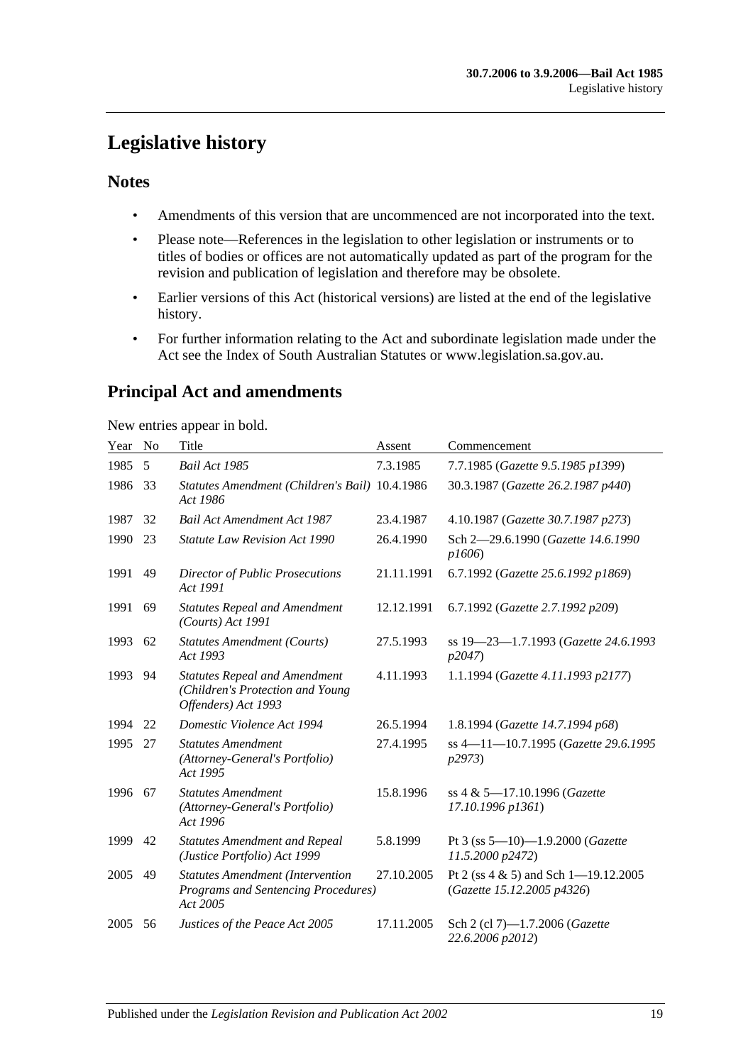# Legislative history

## Notes

- Amendments of this version that are uncommenced are not incorporated into the text.
- Please note—References in the legislation to other legislation or instruments or to titles of bodies or offices are not automatically updated as part of the program for the revision and publication of legislation and therefore may be obsolete.
- Earlier versions of this Act (historical versions) are listed at the end of the legislative history.
- For further information relating to the Act and subordinate legislation made under the Act see the Index of South Australian Statutes or www.legislation.sa.gov.au.

## Principal Act and amendments

New entries appear in bold.

| Year | No | Title | Assent | Commencement |
|---|---|---|---|---|
| 1985 | 5 | *Bail Act 1985* | 7.3.1985 | 7.7.1985 (*Gazette 9.5.1985 p1399*) |
| 1986 | 33 | *Statutes Amendment (Children's Bail) Act 1986* | 10.4.1986 | 30.3.1987 (*Gazette 26.2.1987 p440*) |
| 1987 | 32 | *Bail Act Amendment Act 1987* | 23.4.1987 | 4.10.1987 (*Gazette 30.7.1987 p273*) |
| 1990 | 23 | *Statute Law Revision Act 1990* | 26.4.1990 | Sch 2—29.6.1990 (*Gazette 14.6.1990 p1606*) |
| 1991 | 49 | *Director of Public Prosecutions Act 1991* | 21.11.1991 | 6.7.1992 (*Gazette 25.6.1992 p1869*) |
| 1991 | 69 | *Statutes Repeal and Amendment (Courts) Act 1991* | 12.12.1991 | 6.7.1992 (*Gazette 2.7.1992 p209*) |
| 1993 | 62 | *Statutes Amendment (Courts) Act 1993* | 27.5.1993 | ss 19—23—1.7.1993 (*Gazette 24.6.1993 p2047*) |
| 1993 | 94 | *Statutes Repeal and Amendment (Children's Protection and Young Offenders) Act 1993* | 4.11.1993 | 1.1.1994 (*Gazette 4.11.1993 p2177*) |
| 1994 | 22 | *Domestic Violence Act 1994* | 26.5.1994 | 1.8.1994 (*Gazette 14.7.1994 p68*) |
| 1995 | 27 | *Statutes Amendment (Attorney-General's Portfolio) Act 1995* | 27.4.1995 | ss 4—11—10.7.1995 (*Gazette 29.6.1995 p2973*) |
| 1996 | 67 | *Statutes Amendment (Attorney-General's Portfolio) Act 1996* | 15.8.1996 | ss 4 & 5—17.10.1996 (*Gazette 17.10.1996 p1361*) |
| 1999 | 42 | *Statutes Amendment and Repeal (Justice Portfolio) Act 1999* | 5.8.1999 | Pt 3 (ss 5—10)—1.9.2000 (*Gazette 11.5.2000 p2472*) |
| 2005 | 49 | *Statutes Amendment (Intervention Programs and Sentencing Procedures) Act 2005* | 27.10.2005 | Pt 2 (ss 4 & 5) and Sch 1—19.12.2005 (*Gazette 15.12.2005 p4326*) |
| 2005 | 56 | *Justices of the Peace Act 2005* | 17.11.2005 | Sch 2 (cl 7)—1.7.2006 (*Gazette 22.6.2006 p2012*) |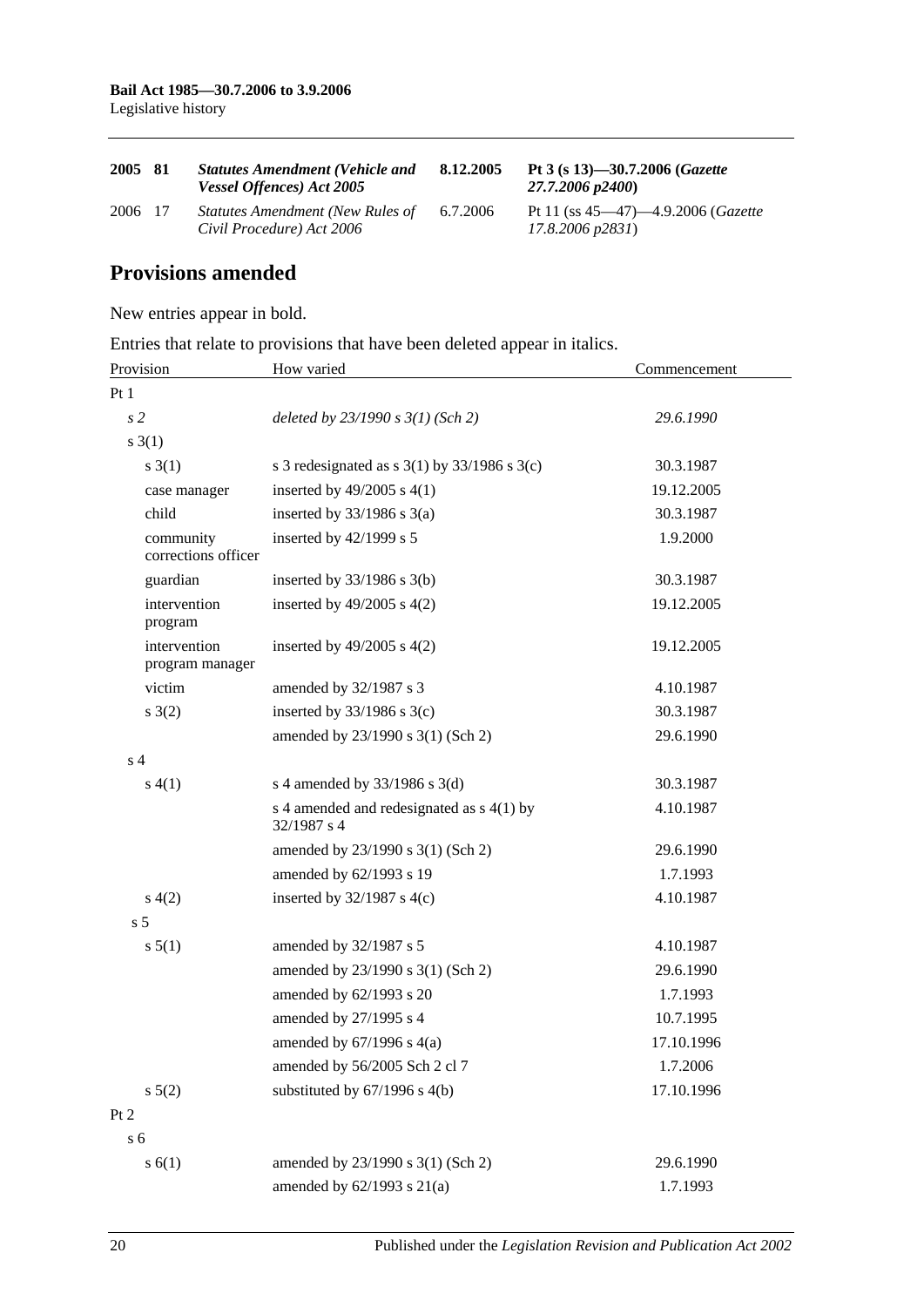| 2005 | 81 | *Statutes Amendment (Vehicle and Vessel Offences) Act 2005* | **8.12.2005** | **Pt 3 (s 13)—30.7.2006 (*Gazette 27.7.2006 p2400*)** |
|---|---|---|---|---|
| 2006 | 17 | *Statutes Amendment (New Rules of Civil Procedure) Act 2006* | 6.7.2006 | Pt 11 (ss 45—47)—4.9.2006 (*Gazette 17.8.2006 p2831*) |

## Provisions amended

New entries appear in bold.

Entries that relate to provisions that have been deleted appear in italics.

| Provision | How varied | Commencement |
|---|---|---|
| Pt 1 | | |
| *s 2* | *deleted by 23/1990 s 3(1) (Sch 2)* | *29.6.1990* |
| s 3(1) | | |
| s 3(1) | s 3 redesignated as s 3(1) by 33/1986 s 3(c) | 30.3.1987 |
| case manager | inserted by 49/2005 s 4(1) | 19.12.2005 |
| child | inserted by 33/1986 s 3(a) | 30.3.1987 |
| community corrections officer | inserted by 42/1999 s 5 | 1.9.2000 |
| guardian | inserted by 33/1986 s 3(b) | 30.3.1987 |
| intervention program | inserted by 49/2005 s 4(2) | 19.12.2005 |
| intervention program manager | inserted by 49/2005 s 4(2) | 19.12.2005 |
| victim | amended by 32/1987 s 3 | 4.10.1987 |
| s 3(2) | inserted by 33/1986 s 3(c) | 30.3.1987 |
| | amended by 23/1990 s 3(1) (Sch 2) | 29.6.1990 |
| s 4 | | |
| s 4(1) | s 4 amended by 33/1986 s 3(d) | 30.3.1987 |
| | s 4 amended and redesignated as s 4(1) by 32/1987 s 4 | 4.10.1987 |
| | amended by 23/1990 s 3(1) (Sch 2) | 29.6.1990 |
| | amended by 62/1993 s 19 | 1.7.1993 |
| s 4(2) | inserted by 32/1987 s 4(c) | 4.10.1987 |
| s 5 | | |
| s 5(1) | amended by 32/1987 s 5 | 4.10.1987 |
| | amended by 23/1990 s 3(1) (Sch 2) | 29.6.1990 |
| | amended by 62/1993 s 20 | 1.7.1993 |
| | amended by 27/1995 s 4 | 10.7.1995 |
| | amended by 67/1996 s 4(a) | 17.10.1996 |
| | amended by 56/2005 Sch 2 cl 7 | 1.7.2006 |
| s 5(2) | substituted by 67/1996 s 4(b) | 17.10.1996 |
| Pt 2 | | |
| s 6 | | |
| s 6(1) | amended by 23/1990 s 3(1) (Sch 2) | 29.6.1990 |
| | amended by 62/1993 s 21(a) | 1.7.1993 |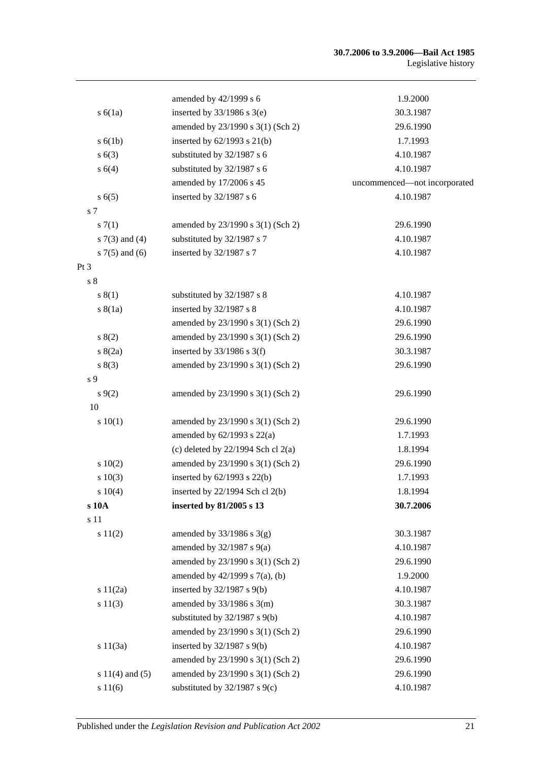| | | |
|---|---|---|
| | amended by 42/1999 s 6 | 1.9.2000 |
| s 6(1a) | inserted by 33/1986 s 3(e) | 30.3.1987 |
| | amended by 23/1990 s 3(1) (Sch 2) | 29.6.1990 |
| s 6(1b) | inserted by 62/1993 s 21(b) | 1.7.1993 |
| s 6(3) | substituted by 32/1987 s 6 | 4.10.1987 |
| s 6(4) | substituted by 32/1987 s 6 | 4.10.1987 |
| | amended by 17/2006 s 45 | uncommenced—not incorporated |
| s 6(5) | inserted by 32/1987 s 6 | 4.10.1987 |
| s 7 | | |
| s 7(1) | amended by 23/1990 s 3(1) (Sch 2) | 29.6.1990 |
| s 7(3) and (4) | substituted by 32/1987 s 7 | 4.10.1987 |
| s 7(5) and (6) | inserted by 32/1987 s 7 | 4.10.1987 |
| Pt 3 | | |
| s 8 | | |
| s 8(1) | substituted by 32/1987 s 8 | 4.10.1987 |
| s 8(1a) | inserted by 32/1987 s 8 | 4.10.1987 |
| | amended by 23/1990 s 3(1) (Sch 2) | 29.6.1990 |
| s 8(2) | amended by 23/1990 s 3(1) (Sch 2) | 29.6.1990 |
| s 8(2a) | inserted by 33/1986 s 3(f) | 30.3.1987 |
| s 8(3) | amended by 23/1990 s 3(1) (Sch 2) | 29.6.1990 |
| s 9 | | |
| s 9(2) | amended by 23/1990 s 3(1) (Sch 2) | 29.6.1990 |
| 10 | | |
| s 10(1) | amended by 23/1990 s 3(1) (Sch 2) | 29.6.1990 |
| | amended by 62/1993 s 22(a) | 1.7.1993 |
| | (c) deleted by 22/1994 Sch cl 2(a) | 1.8.1994 |
| s 10(2) | amended by 23/1990 s 3(1) (Sch 2) | 29.6.1990 |
| s 10(3) | inserted by 62/1993 s 22(b) | 1.7.1993 |
| s 10(4) | inserted by 22/1994 Sch cl 2(b) | 1.8.1994 |
| **s 10A** | **inserted by 81/2005 s 13** | **30.7.2006** |
| s 11 | | |
| s 11(2) | amended by 33/1986 s 3(g) | 30.3.1987 |
| | amended by 32/1987 s 9(a) | 4.10.1987 |
| | amended by 23/1990 s 3(1) (Sch 2) | 29.6.1990 |
| | amended by 42/1999 s 7(a), (b) | 1.9.2000 |
| s 11(2a) | inserted by 32/1987 s 9(b) | 4.10.1987 |
| s 11(3) | amended by 33/1986 s 3(m) | 30.3.1987 |
| | substituted by 32/1987 s 9(b) | 4.10.1987 |
| | amended by 23/1990 s 3(1) (Sch 2) | 29.6.1990 |
| s 11(3a) | inserted by 32/1987 s 9(b) | 4.10.1987 |
| | amended by 23/1990 s 3(1) (Sch 2) | 29.6.1990 |
| s 11(4) and (5) | amended by 23/1990 s 3(1) (Sch 2) | 29.6.1990 |
| s 11(6) | substituted by 32/1987 s 9(c) | 4.10.1987 |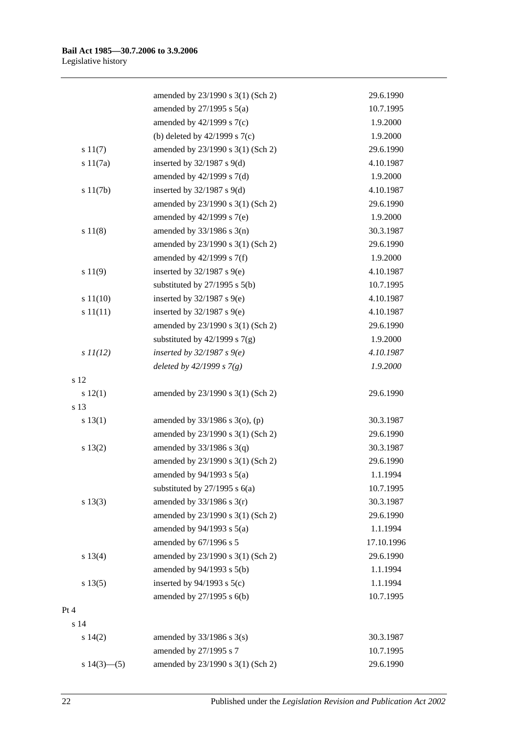| | | |
|---|---|---|
| | amended by 23/1990 s 3(1) (Sch 2) | 29.6.1990 |
| | amended by 27/1995 s 5(a) | 10.7.1995 |
| | amended by 42/1999 s 7(c) | 1.9.2000 |
| | (b) deleted by 42/1999 s 7(c) | 1.9.2000 |
| s 11(7) | amended by 23/1990 s 3(1) (Sch 2) | 29.6.1990 |
| s 11(7a) | inserted by 32/1987 s 9(d) | 4.10.1987 |
| | amended by 42/1999 s 7(d) | 1.9.2000 |
| s 11(7b) | inserted by 32/1987 s 9(d) | 4.10.1987 |
| | amended by 23/1990 s 3(1) (Sch 2) | 29.6.1990 |
| | amended by 42/1999 s 7(e) | 1.9.2000 |
| s 11(8) | amended by 33/1986 s 3(n) | 30.3.1987 |
| | amended by 23/1990 s 3(1) (Sch 2) | 29.6.1990 |
| | amended by 42/1999 s 7(f) | 1.9.2000 |
| s 11(9) | inserted by 32/1987 s 9(e) | 4.10.1987 |
| | substituted by 27/1995 s 5(b) | 10.7.1995 |
| s 11(10) | inserted by 32/1987 s 9(e) | 4.10.1987 |
| s 11(11) | inserted by 32/1987 s 9(e) | 4.10.1987 |
| | amended by 23/1990 s 3(1) (Sch 2) | 29.6.1990 |
| | substituted by 42/1999 s 7(g) | 1.9.2000 |
| *s 11(12)* | *inserted by 32/1987 s 9(e)* | *4.10.1987* |
| | *deleted by 42/1999 s 7(g)* | *1.9.2000* |
| s 12 | | |
| s 12(1) | amended by 23/1990 s 3(1) (Sch 2) | 29.6.1990 |
| s 13 | | |
| s 13(1) | amended by 33/1986 s 3(o), (p) | 30.3.1987 |
| | amended by 23/1990 s 3(1) (Sch 2) | 29.6.1990 |
| s 13(2) | amended by 33/1986 s 3(q) | 30.3.1987 |
| | amended by 23/1990 s 3(1) (Sch 2) | 29.6.1990 |
| | amended by 94/1993 s 5(a) | 1.1.1994 |
| | substituted by 27/1995 s 6(a) | 10.7.1995 |
| s 13(3) | amended by 33/1986 s 3(r) | 30.3.1987 |
| | amended by 23/1990 s 3(1) (Sch 2) | 29.6.1990 |
| | amended by 94/1993 s 5(a) | 1.1.1994 |
| | amended by 67/1996 s 5 | 17.10.1996 |
| s 13(4) | amended by 23/1990 s 3(1) (Sch 2) | 29.6.1990 |
| | amended by 94/1993 s 5(b) | 1.1.1994 |
| s 13(5) | inserted by 94/1993 s 5(c) | 1.1.1994 |
| | amended by 27/1995 s 6(b) | 10.7.1995 |
| Pt 4 | | |
| s 14 | | |
| s 14(2) | amended by 33/1986 s 3(s) | 30.3.1987 |
| | amended by 27/1995 s 7 | 10.7.1995 |
| s 14(3)—(5) | amended by 23/1990 s 3(1) (Sch 2) | 29.6.1990 |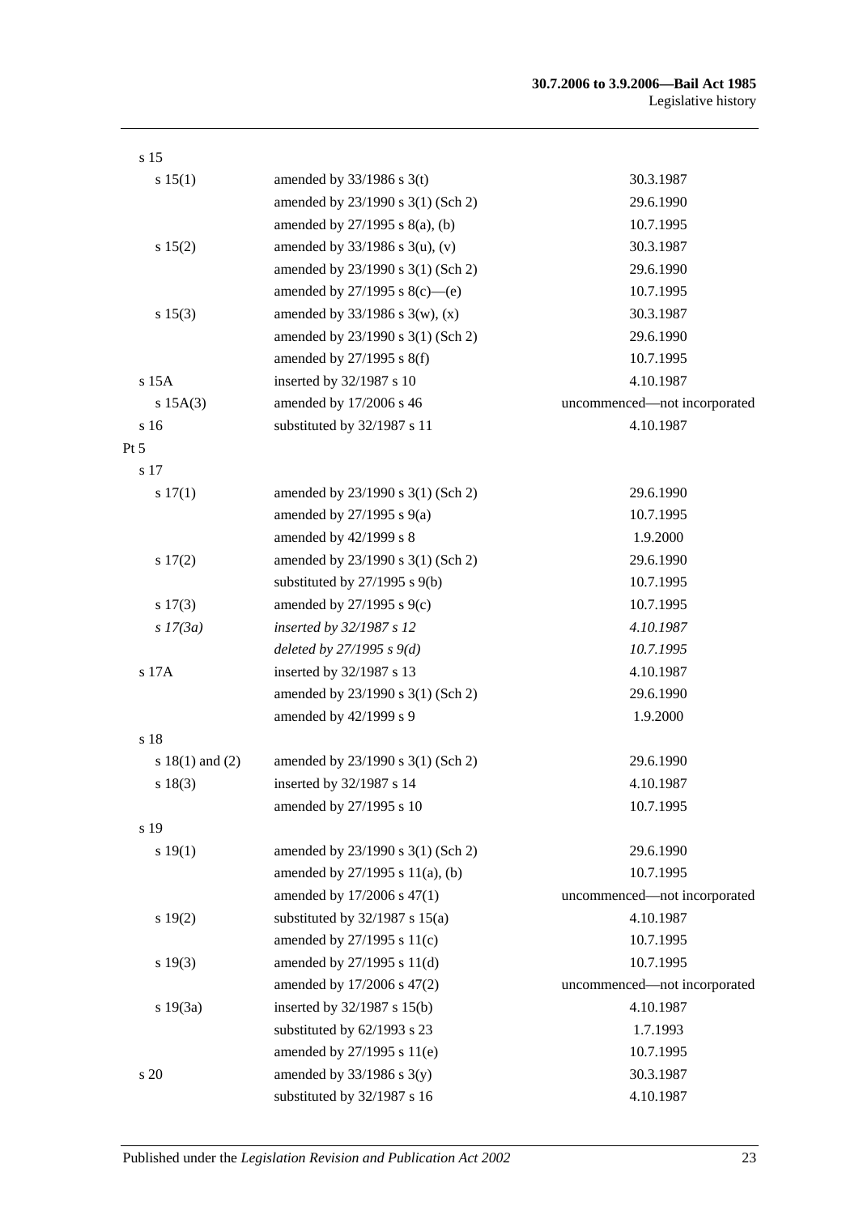| | | |
|---|---|---|
| s 15 | | |
| s 15(1) | amended by 33/1986 s 3(t) | 30.3.1987 |
| | amended by 23/1990 s 3(1) (Sch 2) | 29.6.1990 |
| | amended by 27/1995 s 8(a), (b) | 10.7.1995 |
| s 15(2) | amended by 33/1986 s 3(u), (v) | 30.3.1987 |
| | amended by 23/1990 s 3(1) (Sch 2) | 29.6.1990 |
| | amended by 27/1995 s 8(c)—(e) | 10.7.1995 |
| s 15(3) | amended by 33/1986 s 3(w), (x) | 30.3.1987 |
| | amended by 23/1990 s 3(1) (Sch 2) | 29.6.1990 |
| | amended by 27/1995 s 8(f) | 10.7.1995 |
| s 15A | inserted by 32/1987 s 10 | 4.10.1987 |
| s 15A(3) | amended by 17/2006 s 46 | uncommenced—not incorporated |
| s 16 | substituted by 32/1987 s 11 | 4.10.1987 |
| Pt 5 | | |
| s 17 | | |
| s 17(1) | amended by 23/1990 s 3(1) (Sch 2) | 29.6.1990 |
| | amended by 27/1995 s 9(a) | 10.7.1995 |
| | amended by 42/1999 s 8 | 1.9.2000 |
| s 17(2) | amended by 23/1990 s 3(1) (Sch 2) | 29.6.1990 |
| | substituted by 27/1995 s 9(b) | 10.7.1995 |
| s 17(3) | amended by 27/1995 s 9(c) | 10.7.1995 |
| *s 17(3a)* | *inserted by 32/1987 s 12* | *4.10.1987* |
| | *deleted by 27/1995 s 9(d)* | *10.7.1995* |
| s 17A | inserted by 32/1987 s 13 | 4.10.1987 |
| | amended by 23/1990 s 3(1) (Sch 2) | 29.6.1990 |
| | amended by 42/1999 s 9 | 1.9.2000 |
| s 18 | | |
| s 18(1) and (2) | amended by 23/1990 s 3(1) (Sch 2) | 29.6.1990 |
| s 18(3) | inserted by 32/1987 s 14 | 4.10.1987 |
| | amended by 27/1995 s 10 | 10.7.1995 |
| s 19 | | |
| s 19(1) | amended by 23/1990 s 3(1) (Sch 2) | 29.6.1990 |
| | amended by 27/1995 s 11(a), (b) | 10.7.1995 |
| | amended by 17/2006 s 47(1) | uncommenced—not incorporated |
| s 19(2) | substituted by 32/1987 s 15(a) | 4.10.1987 |
| | amended by 27/1995 s 11(c) | 10.7.1995 |
| s 19(3) | amended by 27/1995 s 11(d) | 10.7.1995 |
| | amended by 17/2006 s 47(2) | uncommenced—not incorporated |
| s 19(3a) | inserted by 32/1987 s 15(b) | 4.10.1987 |
| | substituted by 62/1993 s 23 | 1.7.1993 |
| | amended by 27/1995 s 11(e) | 10.7.1995 |
| s 20 | amended by 33/1986 s 3(y) | 30.3.1987 |
| | substituted by 32/1987 s 16 | 4.10.1987 |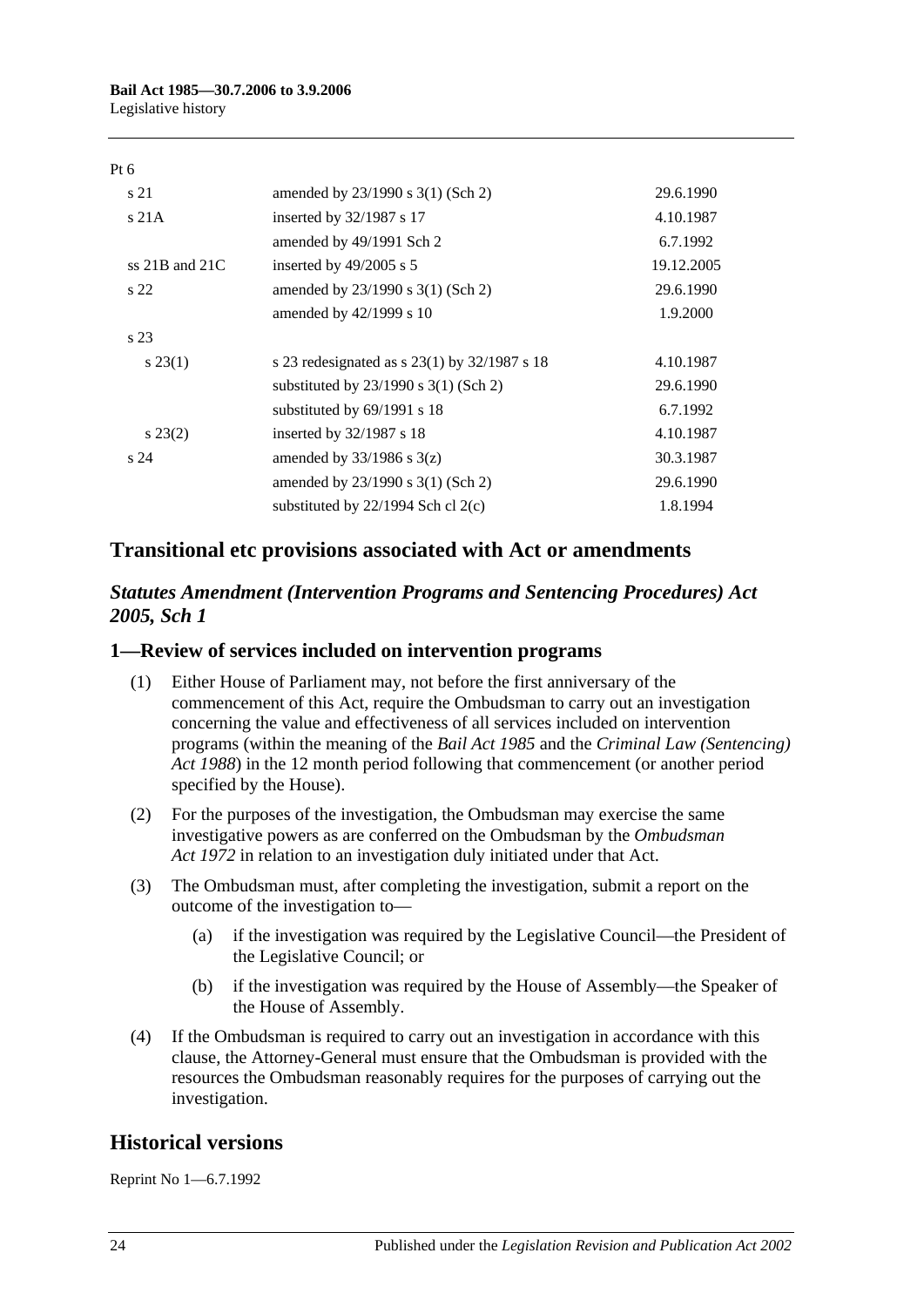Pt 6

| | | |
|---|---|---|
| s 21 | amended by 23/1990 s 3(1) (Sch 2) | 29.6.1990 |
| s 21A | inserted by 32/1987 s 17 | 4.10.1987 |
| | amended by 49/1991 Sch 2 | 6.7.1992 |
| ss 21B and 21C | inserted by 49/2005 s 5 | 19.12.2005 |
| s 22 | amended by 23/1990 s 3(1) (Sch 2) | 29.6.1990 |
| | amended by 42/1999 s 10 | 1.9.2000 |
| s 23 | | |
| s 23(1) | s 23 redesignated as s 23(1) by 32/1987 s 18 | 4.10.1987 |
| | substituted by 23/1990 s 3(1) (Sch 2) | 29.6.1990 |
| | substituted by 69/1991 s 18 | 6.7.1992 |
| s 23(2) | inserted by 32/1987 s 18 | 4.10.1987 |
| s 24 | amended by 33/1986 s 3(z) | 30.3.1987 |
| | amended by 23/1990 s 3(1) (Sch 2) | 29.6.1990 |
| | substituted by 22/1994 Sch cl 2(c) | 1.8.1994 |

## Transitional etc provisions associated with Act or amendments

### *Statutes Amendment (Intervention Programs and Sentencing Procedures) Act 2005, Sch 1*

### 1—Review of services included on intervention programs

(1) Either House of Parliament may, not before the first anniversary of the commencement of this Act, require the Ombudsman to carry out an investigation concerning the value and effectiveness of all services included on intervention programs (within the meaning of the *Bail Act 1985* and the *Criminal Law (Sentencing) Act 1988*) in the 12 month period following that commencement (or another period specified by the House).

(2) For the purposes of the investigation, the Ombudsman may exercise the same investigative powers as are conferred on the Ombudsman by the *Ombudsman Act 1972* in relation to an investigation duly initiated under that Act.

(3) The Ombudsman must, after completing the investigation, submit a report on the outcome of the investigation to—

(a) if the investigation was required by the Legislative Council—the President of the Legislative Council; or

(b) if the investigation was required by the House of Assembly—the Speaker of the House of Assembly.

(4) If the Ombudsman is required to carry out an investigation in accordance with this clause, the Attorney-General must ensure that the Ombudsman is provided with the resources the Ombudsman reasonably requires for the purposes of carrying out the investigation.

## Historical versions

Reprint No 1—6.7.1992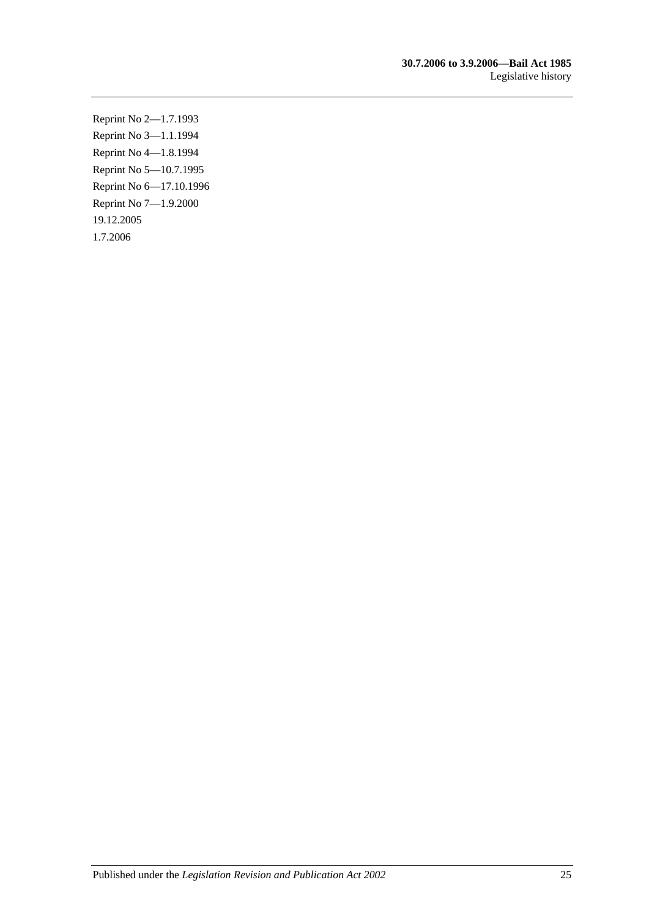Reprint No 2—1.7.1993

Reprint No 3—1.1.1994

Reprint No 4—1.8.1994

Reprint No 5—10.7.1995

Reprint No 6—17.10.1996

Reprint No 7—1.9.2000

19.12.2005

1.7.2006